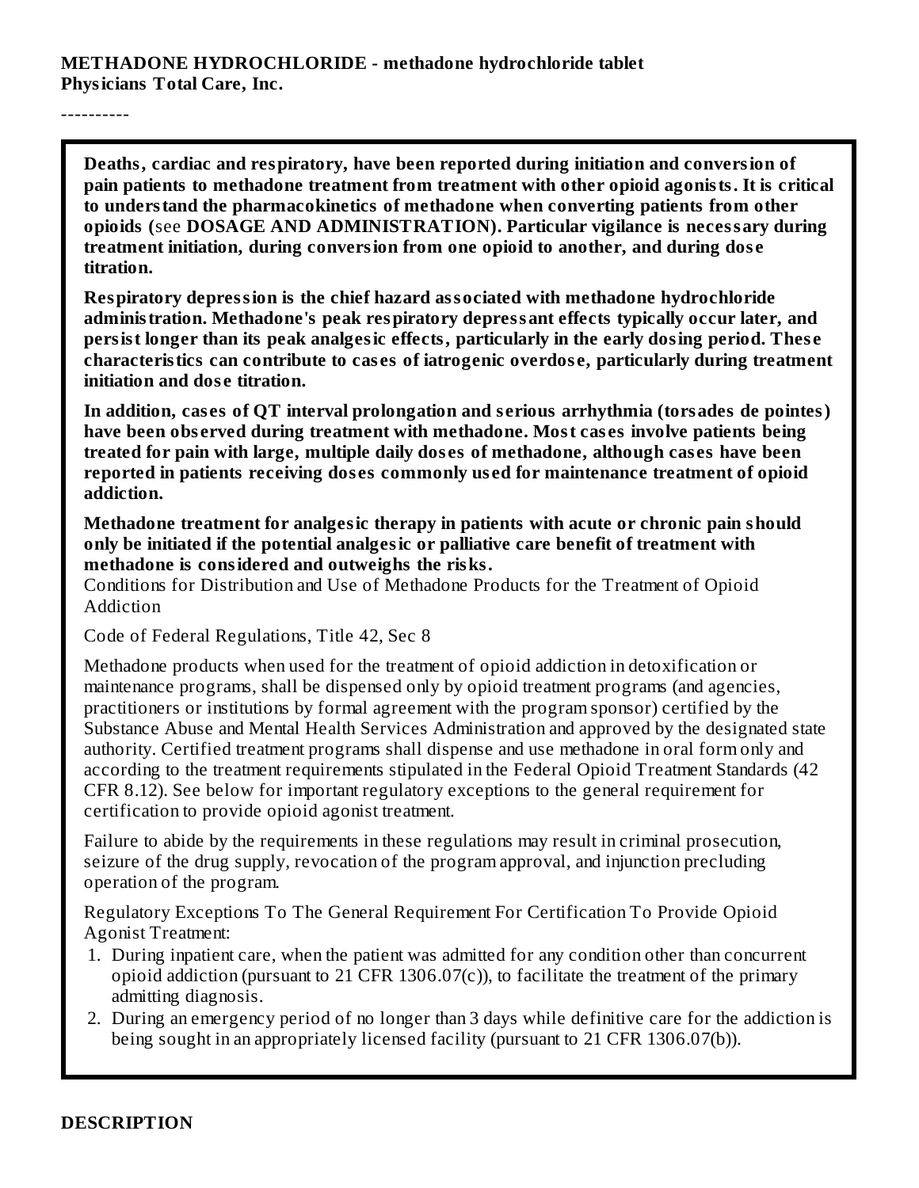**METHADONE HYDROCHLORIDE - methadone hydrochloride tablet**
**Physicians Total Care, Inc.**

----------

**Deaths, cardiac and respiratory, have been reported during initiation and conversion of pain patients to methadone treatment from treatment with other opioid agonists. It is critical to understand the pharmacokinetics of methadone when converting patients from other opioids (**see **DOSAGE AND ADMINISTRATION). Particular vigilance is necessary during treatment initiation, during conversion from one opioid to another, and during dose titration.**

**Respiratory depression is the chief hazard associated with methadone hydrochloride administration. Methadone's peak respiratory depressant effects typically occur later, and persist longer than its peak analgesic effects, particularly in the early dosing period. These characteristics can contribute to cases of iatrogenic overdose, particularly during treatment initiation and dose titration.**

**In addition, cases of QT interval prolongation and serious arrhythmia (torsades de pointes) have been observed during treatment with methadone. Most cases involve patients being treated for pain with large, multiple daily doses of methadone, although cases have been reported in patients receiving doses commonly used for maintenance treatment of opioid addiction.**

**Methadone treatment for analgesic therapy in patients with acute or chronic pain should only be initiated if the potential analgesic or palliative care benefit of treatment with methadone is considered and outweighs the risks.**

Conditions for Distribution and Use of Methadone Products for the Treatment of Opioid Addiction

Code of Federal Regulations, Title 42, Sec 8

Methadone products when used for the treatment of opioid addiction in detoxification or maintenance programs, shall be dispensed only by opioid treatment programs (and agencies, practitioners or institutions by formal agreement with the program sponsor) certified by the Substance Abuse and Mental Health Services Administration and approved by the designated state authority. Certified treatment programs shall dispense and use methadone in oral form only and according to the treatment requirements stipulated in the Federal Opioid Treatment Standards (42 CFR 8.12). See below for important regulatory exceptions to the general requirement for certification to provide opioid agonist treatment.

Failure to abide by the requirements in these regulations may result in criminal prosecution, seizure of the drug supply, revocation of the program approval, and injunction precluding operation of the program.

Regulatory Exceptions To The General Requirement For Certification To Provide Opioid Agonist Treatment:

1. During inpatient care, when the patient was admitted for any condition other than concurrent opioid addiction (pursuant to 21 CFR 1306.07(c)), to facilitate the treatment of the primary admitting diagnosis.
2. During an emergency period of no longer than 3 days while definitive care for the addiction is being sought in an appropriately licensed facility (pursuant to 21 CFR 1306.07(b)).

## DESCRIPTION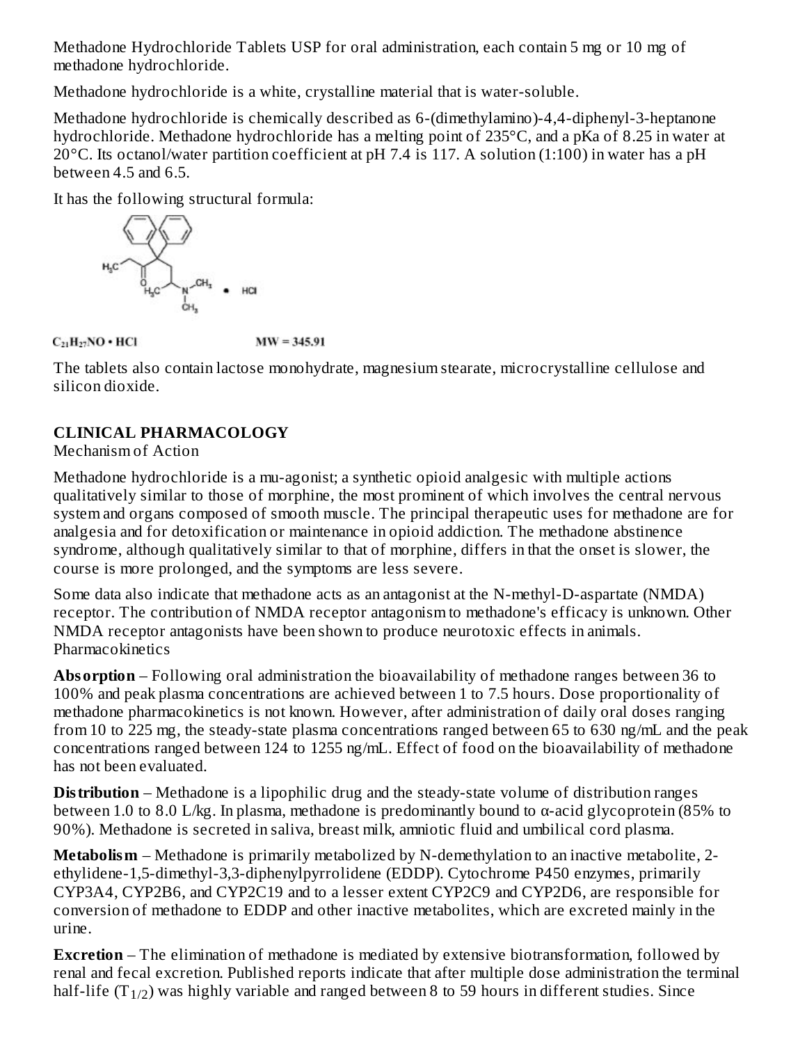Methadone Hydrochloride Tablets USP for oral administration, each contain 5 mg or 10 mg of methadone hydrochloride.

Methadone hydrochloride is a white, crystalline material that is water-soluble.

Methadone hydrochloride is chemically described as 6-(dimethylamino)-4,4-diphenyl-3-heptanone hydrochloride. Methadone hydrochloride has a melting point of 235°C, and a pKa of 8.25 in water at 20°C. Its octanol/water partition coefficient at pH 7.4 is 117. A solution (1:100) in water has a pH between 4.5 and 6.5.

It has the following structural formula:

$C_{21}H_{27}NO \cdot HCl$ MW = 345.91

The tablets also contain lactose monohydrate, magnesium stearate, microcrystalline cellulose and silicon dioxide.

## CLINICAL PHARMACOLOGY

Mechanism of Action

Methadone hydrochloride is a mu-agonist; a synthetic opioid analgesic with multiple actions qualitatively similar to those of morphine, the most prominent of which involves the central nervous system and organs composed of smooth muscle. The principal therapeutic uses for methadone are for analgesia and for detoxification or maintenance in opioid addiction. The methadone abstinence syndrome, although qualitatively similar to that of morphine, differs in that the onset is slower, the course is more prolonged, and the symptoms are less severe.

Some data also indicate that methadone acts as an antagonist at the N-methyl-D-aspartate (NMDA) receptor. The contribution of NMDA receptor antagonism to methadone's efficacy is unknown. Other NMDA receptor antagonists have been shown to produce neurotoxic effects in animals.

Pharmacokinetics

**Absorption** – Following oral administration the bioavailability of methadone ranges between 36 to 100% and peak plasma concentrations are achieved between 1 to 7.5 hours. Dose proportionality of methadone pharmacokinetics is not known. However, after administration of daily oral doses ranging from 10 to 225 mg, the steady-state plasma concentrations ranged between 65 to 630 ng/mL and the peak concentrations ranged between 124 to 1255 ng/mL. Effect of food on the bioavailability of methadone has not been evaluated.

**Distribution** – Methadone is a lipophilic drug and the steady-state volume of distribution ranges between 1.0 to 8.0 L/kg. In plasma, methadone is predominantly bound to α-acid glycoprotein (85% to 90%). Methadone is secreted in saliva, breast milk, amniotic fluid and umbilical cord plasma.

**Metabolism** – Methadone is primarily metabolized by N-demethylation to an inactive metabolite, 2-ethylidene-1,5-dimethyl-3,3-diphenylpyrrolidene (EDDP). Cytochrome P450 enzymes, primarily CYP3A4, CYP2B6, and CYP2C19 and to a lesser extent CYP2C9 and CYP2D6, are responsible for conversion of methadone to EDDP and other inactive metabolites, which are excreted mainly in the urine.

**Excretion** – The elimination of methadone is mediated by extensive biotransformation, followed by renal and fecal excretion. Published reports indicate that after multiple dose administration the terminal half-life ($T_{1/2}$) was highly variable and ranged between 8 to 59 hours in different studies. Since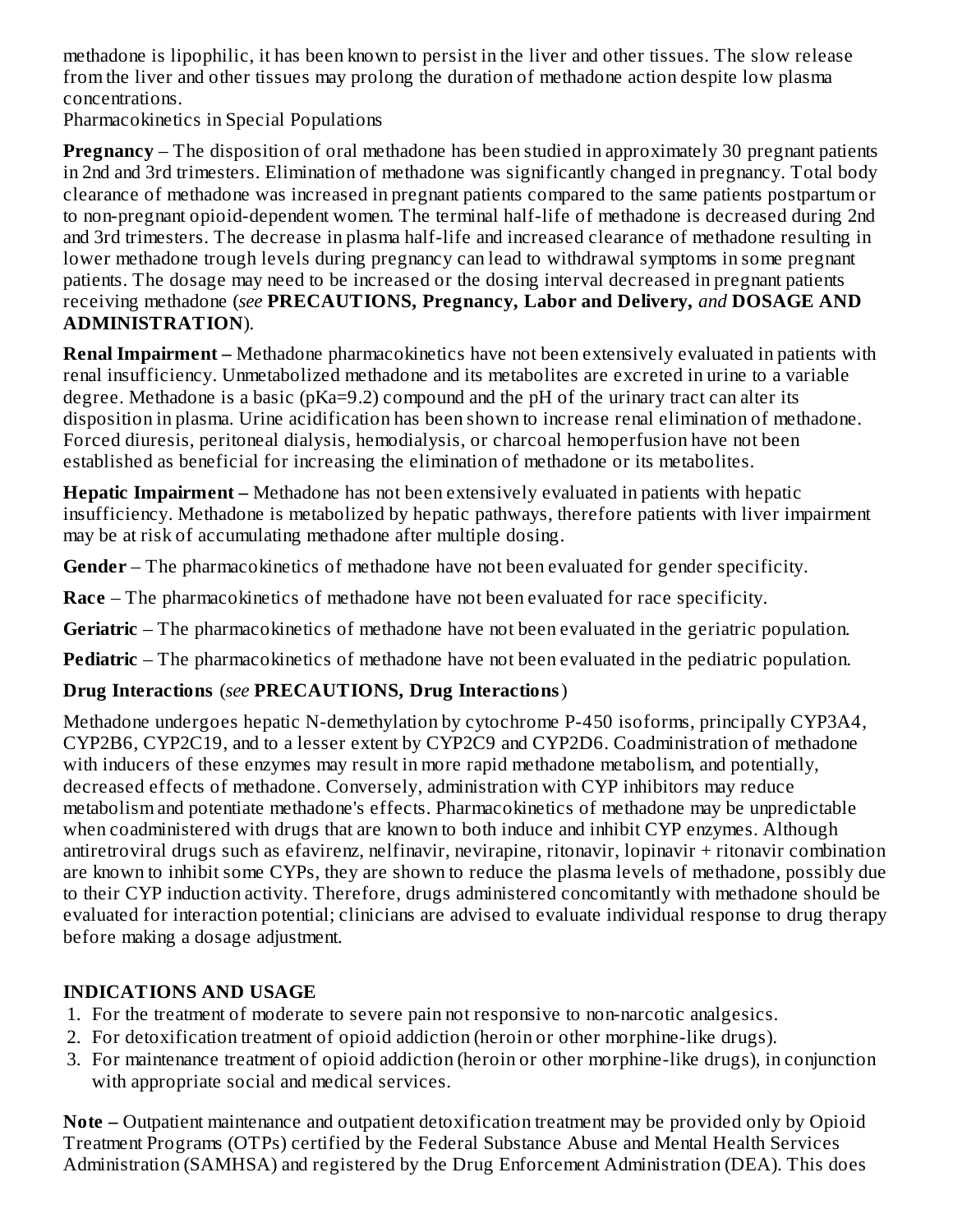methadone is lipophilic, it has been known to persist in the liver and other tissues. The slow release from the liver and other tissues may prolong the duration of methadone action despite low plasma concentrations.

Pharmacokinetics in Special Populations

**Pregnancy** – The disposition of oral methadone has been studied in approximately 30 pregnant patients in 2nd and 3rd trimesters. Elimination of methadone was significantly changed in pregnancy. Total body clearance of methadone was increased in pregnant patients compared to the same patients postpartum or to non-pregnant opioid-dependent women. The terminal half-life of methadone is decreased during 2nd and 3rd trimesters. The decrease in plasma half-life and increased clearance of methadone resulting in lower methadone trough levels during pregnancy can lead to withdrawal symptoms in some pregnant patients. The dosage may need to be increased or the dosing interval decreased in pregnant patients receiving methadone (*see* **PRECAUTIONS, Pregnancy, Labor and Delivery,** *and* **DOSAGE AND ADMINISTRATION**).

**Renal Impairment –** Methadone pharmacokinetics have not been extensively evaluated in patients with renal insufficiency. Unmetabolized methadone and its metabolites are excreted in urine to a variable degree. Methadone is a basic (pKa=9.2) compound and the pH of the urinary tract can alter its disposition in plasma. Urine acidification has been shown to increase renal elimination of methadone. Forced diuresis, peritoneal dialysis, hemodialysis, or charcoal hemoperfusion have not been established as beneficial for increasing the elimination of methadone or its metabolites.

**Hepatic Impairment –** Methadone has not been extensively evaluated in patients with hepatic insufficiency. Methadone is metabolized by hepatic pathways, therefore patients with liver impairment may be at risk of accumulating methadone after multiple dosing.

**Gender** – The pharmacokinetics of methadone have not been evaluated for gender specificity.

**Race** – The pharmacokinetics of methadone have not been evaluated for race specificity.

**Geriatric** – The pharmacokinetics of methadone have not been evaluated in the geriatric population.

**Pediatric** – The pharmacokinetics of methadone have not been evaluated in the pediatric population.

**Drug Interactions** (*see* **PRECAUTIONS, Drug Interactions**)

Methadone undergoes hepatic N-demethylation by cytochrome P-450 isoforms, principally CYP3A4, CYP2B6, CYP2C19, and to a lesser extent by CYP2C9 and CYP2D6. Coadministration of methadone with inducers of these enzymes may result in more rapid methadone metabolism, and potentially, decreased effects of methadone. Conversely, administration with CYP inhibitors may reduce metabolism and potentiate methadone's effects. Pharmacokinetics of methadone may be unpredictable when coadministered with drugs that are known to both induce and inhibit CYP enzymes. Although antiretroviral drugs such as efavirenz, nelfinavir, nevirapine, ritonavir, lopinavir + ritonavir combination are known to inhibit some CYPs, they are shown to reduce the plasma levels of methadone, possibly due to their CYP induction activity. Therefore, drugs administered concomitantly with methadone should be evaluated for interaction potential; clinicians are advised to evaluate individual response to drug therapy before making a dosage adjustment.

## INDICATIONS AND USAGE

1. For the treatment of moderate to severe pain not responsive to non-narcotic analgesics.
2. For detoxification treatment of opioid addiction (heroin or other morphine-like drugs).
3. For maintenance treatment of opioid addiction (heroin or other morphine-like drugs), in conjunction with appropriate social and medical services.

**Note –** Outpatient maintenance and outpatient detoxification treatment may be provided only by Opioid Treatment Programs (OTPs) certified by the Federal Substance Abuse and Mental Health Services Administration (SAMHSA) and registered by the Drug Enforcement Administration (DEA). This does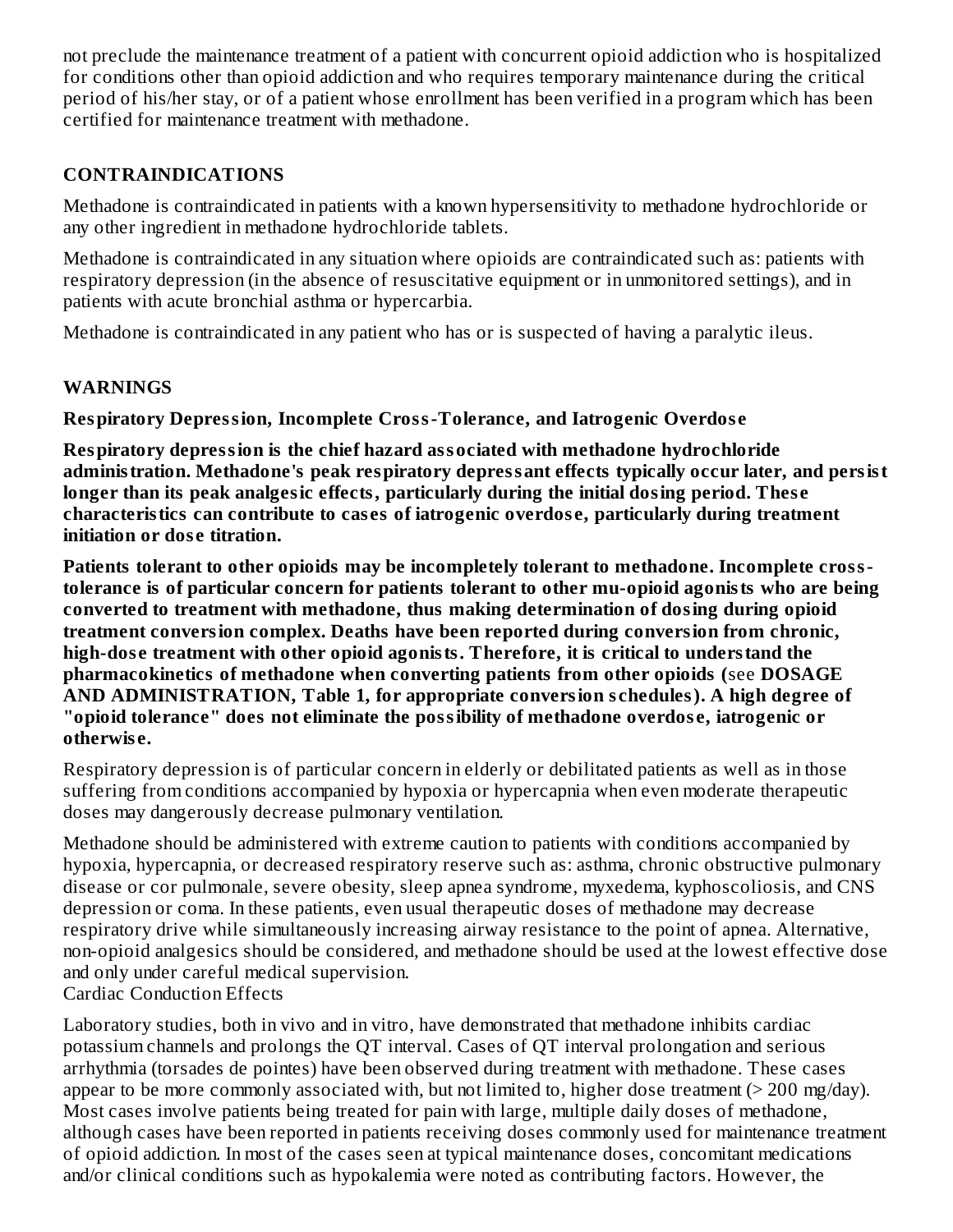not preclude the maintenance treatment of a patient with concurrent opioid addiction who is hospitalized for conditions other than opioid addiction and who requires temporary maintenance during the critical period of his/her stay, or of a patient whose enrollment has been verified in a program which has been certified for maintenance treatment with methadone.

## CONTRAINDICATIONS

Methadone is contraindicated in patients with a known hypersensitivity to methadone hydrochloride or any other ingredient in methadone hydrochloride tablets.

Methadone is contraindicated in any situation where opioids are contraindicated such as: patients with respiratory depression (in the absence of resuscitative equipment or in unmonitored settings), and in patients with acute bronchial asthma or hypercarbia.

Methadone is contraindicated in any patient who has or is suspected of having a paralytic ileus.

## WARNINGS

### Respiratory Depression, Incomplete Cross-Tolerance, and Iatrogenic Overdose

**Respiratory depression is the chief hazard associated with methadone hydrochloride administration. Methadone's peak respiratory depressant effects typically occur later, and persist longer than its peak analgesic effects, particularly during the initial dosing period. These characteristics can contribute to cases of iatrogenic overdose, particularly during treatment initiation or dose titration.**

**Patients tolerant to other opioids may be incompletely tolerant to methadone. Incomplete cross-tolerance is of particular concern for patients tolerant to other mu-opioid agonists who are being converted to treatment with methadone, thus making determination of dosing during opioid treatment conversion complex. Deaths have been reported during conversion from chronic, high-dose treatment with other opioid agonists. Therefore, it is critical to understand the pharmacokinetics of methadone when converting patients from other opioids (**see **DOSAGE AND ADMINISTRATION, Table 1, for appropriate conversion schedules). A high degree of "opioid tolerance" does not eliminate the possibility of methadone overdose, iatrogenic or otherwise.**

Respiratory depression is of particular concern in elderly or debilitated patients as well as in those suffering from conditions accompanied by hypoxia or hypercapnia when even moderate therapeutic doses may dangerously decrease pulmonary ventilation.

Methadone should be administered with extreme caution to patients with conditions accompanied by hypoxia, hypercapnia, or decreased respiratory reserve such as: asthma, chronic obstructive pulmonary disease or cor pulmonale, severe obesity, sleep apnea syndrome, myxedema, kyphoscoliosis, and CNS depression or coma. In these patients, even usual therapeutic doses of methadone may decrease respiratory drive while simultaneously increasing airway resistance to the point of apnea. Alternative, non-opioid analgesics should be considered, and methadone should be used at the lowest effective dose and only under careful medical supervision.

Cardiac Conduction Effects

Laboratory studies, both in vivo and in vitro, have demonstrated that methadone inhibits cardiac potassium channels and prolongs the QT interval. Cases of QT interval prolongation and serious arrhythmia (torsades de pointes) have been observed during treatment with methadone. These cases appear to be more commonly associated with, but not limited to, higher dose treatment (> 200 mg/day). Most cases involve patients being treated for pain with large, multiple daily doses of methadone, although cases have been reported in patients receiving doses commonly used for maintenance treatment of opioid addiction. In most of the cases seen at typical maintenance doses, concomitant medications and/or clinical conditions such as hypokalemia were noted as contributing factors. However, the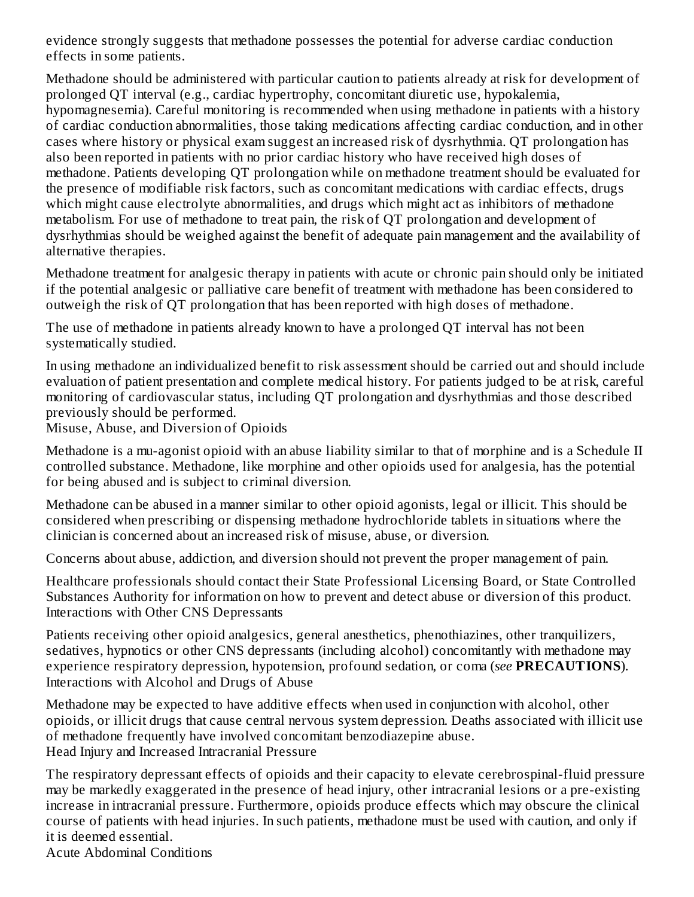evidence strongly suggests that methadone possesses the potential for adverse cardiac conduction effects in some patients.

Methadone should be administered with particular caution to patients already at risk for development of prolonged QT interval (e.g., cardiac hypertrophy, concomitant diuretic use, hypokalemia, hypomagnesemia). Careful monitoring is recommended when using methadone in patients with a history of cardiac conduction abnormalities, those taking medications affecting cardiac conduction, and in other cases where history or physical exam suggest an increased risk of dysrhythmia. QT prolongation has also been reported in patients with no prior cardiac history who have received high doses of methadone. Patients developing QT prolongation while on methadone treatment should be evaluated for the presence of modifiable risk factors, such as concomitant medications with cardiac effects, drugs which might cause electrolyte abnormalities, and drugs which might act as inhibitors of methadone metabolism. For use of methadone to treat pain, the risk of QT prolongation and development of dysrhythmias should be weighed against the benefit of adequate pain management and the availability of alternative therapies.

Methadone treatment for analgesic therapy in patients with acute or chronic pain should only be initiated if the potential analgesic or palliative care benefit of treatment with methadone has been considered to outweigh the risk of QT prolongation that has been reported with high doses of methadone.

The use of methadone in patients already known to have a prolonged QT interval has not been systematically studied.

In using methadone an individualized benefit to risk assessment should be carried out and should include evaluation of patient presentation and complete medical history. For patients judged to be at risk, careful monitoring of cardiovascular status, including QT prolongation and dysrhythmias and those described previously should be performed.

Misuse, Abuse, and Diversion of Opioids

Methadone is a mu-agonist opioid with an abuse liability similar to that of morphine and is a Schedule II controlled substance. Methadone, like morphine and other opioids used for analgesia, has the potential for being abused and is subject to criminal diversion.

Methadone can be abused in a manner similar to other opioid agonists, legal or illicit. This should be considered when prescribing or dispensing methadone hydrochloride tablets in situations where the clinician is concerned about an increased risk of misuse, abuse, or diversion.

Concerns about abuse, addiction, and diversion should not prevent the proper management of pain.

Healthcare professionals should contact their State Professional Licensing Board, or State Controlled Substances Authority for information on how to prevent and detect abuse or diversion of this product.

Interactions with Other CNS Depressants

Patients receiving other opioid analgesics, general anesthetics, phenothiazines, other tranquilizers, sedatives, hypnotics or other CNS depressants (including alcohol) concomitantly with methadone may experience respiratory depression, hypotension, profound sedation, or coma (*see* **PRECAUTIONS**).

Interactions with Alcohol and Drugs of Abuse

Methadone may be expected to have additive effects when used in conjunction with alcohol, other opioids, or illicit drugs that cause central nervous system depression. Deaths associated with illicit use of methadone frequently have involved concomitant benzodiazepine abuse.

Head Injury and Increased Intracranial Pressure

The respiratory depressant effects of opioids and their capacity to elevate cerebrospinal-fluid pressure may be markedly exaggerated in the presence of head injury, other intracranial lesions or a pre-existing increase in intracranial pressure. Furthermore, opioids produce effects which may obscure the clinical course of patients with head injuries. In such patients, methadone must be used with caution, and only if it is deemed essential.

Acute Abdominal Conditions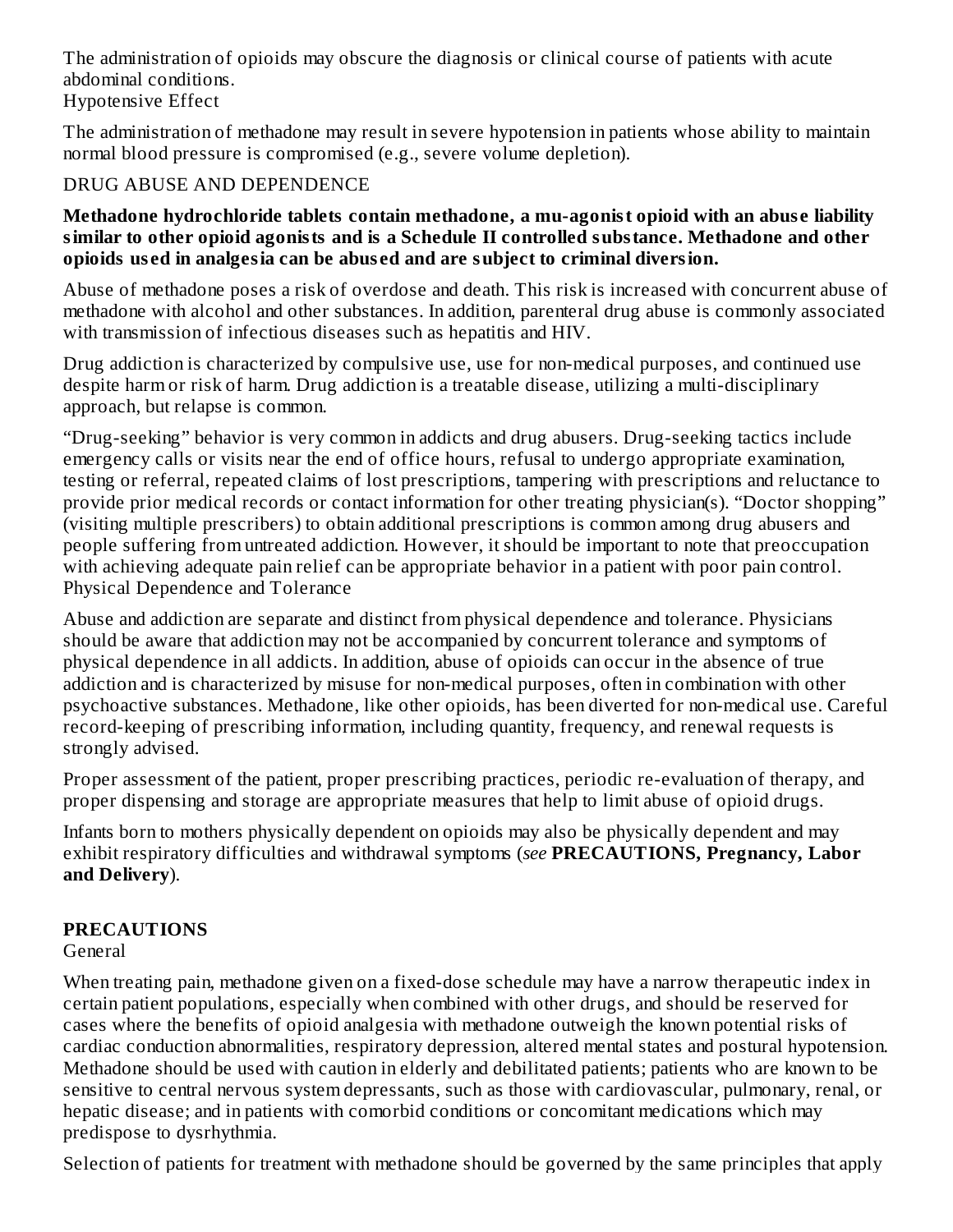The administration of opioids may obscure the diagnosis or clinical course of patients with acute abdominal conditions.

### Hypotensive Effect

The administration of methadone may result in severe hypotension in patients whose ability to maintain normal blood pressure is compromised (e.g., severe volume depletion).

## DRUG ABUSE AND DEPENDENCE

**Methadone hydrochloride tablets contain methadone, a mu-agonist opioid with an abuse liability similar to other opioid agonists and is a Schedule II controlled substance. Methadone and other opioids used in analgesia can be abused and are subject to criminal diversion.**

Abuse of methadone poses a risk of overdose and death. This risk is increased with concurrent abuse of methadone with alcohol and other substances. In addition, parenteral drug abuse is commonly associated with transmission of infectious diseases such as hepatitis and HIV.

Drug addiction is characterized by compulsive use, use for non-medical purposes, and continued use despite harm or risk of harm. Drug addiction is a treatable disease, utilizing a multi-disciplinary approach, but relapse is common.

"Drug-seeking" behavior is very common in addicts and drug abusers. Drug-seeking tactics include emergency calls or visits near the end of office hours, refusal to undergo appropriate examination, testing or referral, repeated claims of lost prescriptions, tampering with prescriptions and reluctance to provide prior medical records or contact information for other treating physician(s). "Doctor shopping" (visiting multiple prescribers) to obtain additional prescriptions is common among drug abusers and people suffering from untreated addiction. However, it should be important to note that preoccupation with achieving adequate pain relief can be appropriate behavior in a patient with poor pain control.

### Physical Dependence and Tolerance

Abuse and addiction are separate and distinct from physical dependence and tolerance. Physicians should be aware that addiction may not be accompanied by concurrent tolerance and symptoms of physical dependence in all addicts. In addition, abuse of opioids can occur in the absence of true addiction and is characterized by misuse for non-medical purposes, often in combination with other psychoactive substances. Methadone, like other opioids, has been diverted for non-medical use. Careful record-keeping of prescribing information, including quantity, frequency, and renewal requests is strongly advised.

Proper assessment of the patient, proper prescribing practices, periodic re-evaluation of therapy, and proper dispensing and storage are appropriate measures that help to limit abuse of opioid drugs.

Infants born to mothers physically dependent on opioids may also be physically dependent and may exhibit respiratory difficulties and withdrawal symptoms (*see* **PRECAUTIONS, Pregnancy, Labor and Delivery**).

## PRECAUTIONS

### General

When treating pain, methadone given on a fixed-dose schedule may have a narrow therapeutic index in certain patient populations, especially when combined with other drugs, and should be reserved for cases where the benefits of opioid analgesia with methadone outweigh the known potential risks of cardiac conduction abnormalities, respiratory depression, altered mental states and postural hypotension. Methadone should be used with caution in elderly and debilitated patients; patients who are known to be sensitive to central nervous system depressants, such as those with cardiovascular, pulmonary, renal, or hepatic disease; and in patients with comorbid conditions or concomitant medications which may predispose to dysrhythmia.

Selection of patients for treatment with methadone should be governed by the same principles that apply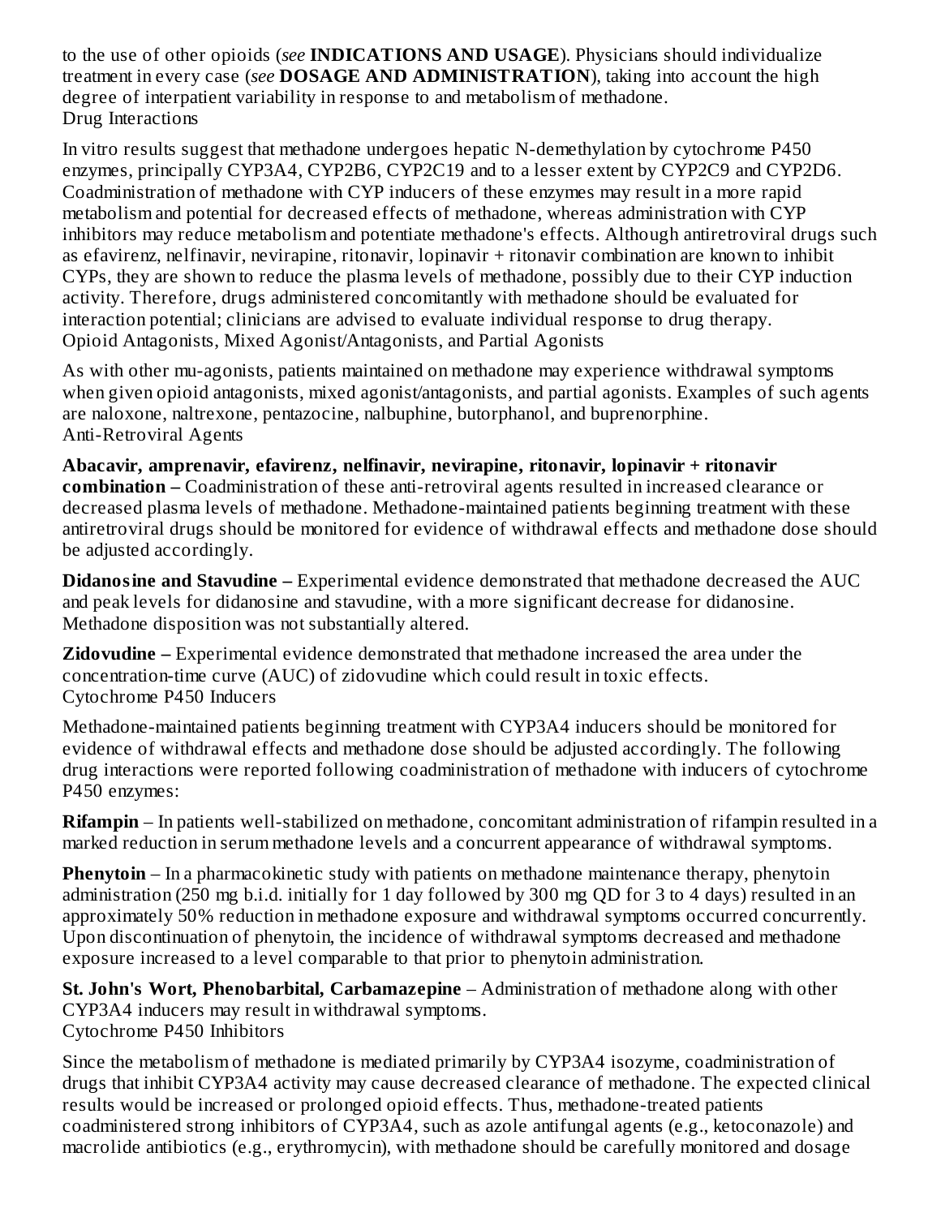to the use of other opioids (*see* **INDICATIONS AND USAGE**). Physicians should individualize treatment in every case (*see* **DOSAGE AND ADMINISTRATION**), taking into account the high degree of interpatient variability in response to and metabolism of methadone.

### Drug Interactions

In vitro results suggest that methadone undergoes hepatic N-demethylation by cytochrome P450 enzymes, principally CYP3A4, CYP2B6, CYP2C19 and to a lesser extent by CYP2C9 and CYP2D6. Coadministration of methadone with CYP inducers of these enzymes may result in a more rapid metabolism and potential for decreased effects of methadone, whereas administration with CYP inhibitors may reduce metabolism and potentiate methadone's effects. Although antiretroviral drugs such as efavirenz, nelfinavir, nevirapine, ritonavir, lopinavir + ritonavir combination are known to inhibit CYPs, they are shown to reduce the plasma levels of methadone, possibly due to their CYP induction activity. Therefore, drugs administered concomitantly with methadone should be evaluated for interaction potential; clinicians are advised to evaluate individual response to drug therapy.

### Opioid Antagonists, Mixed Agonist/Antagonists, and Partial Agonists

As with other mu-agonists, patients maintained on methadone may experience withdrawal symptoms when given opioid antagonists, mixed agonist/antagonists, and partial agonists. Examples of such agents are naloxone, naltrexone, pentazocine, nalbuphine, butorphanol, and buprenorphine.

### Anti-Retroviral Agents

**Abacavir, amprenavir, efavirenz, nelfinavir, nevirapine, ritonavir, lopinavir + ritonavir combination –** Coadministration of these anti-retroviral agents resulted in increased clearance or decreased plasma levels of methadone. Methadone-maintained patients beginning treatment with these antiretroviral drugs should be monitored for evidence of withdrawal effects and methadone dose should be adjusted accordingly.

**Didanosine and Stavudine –** Experimental evidence demonstrated that methadone decreased the AUC and peak levels for didanosine and stavudine, with a more significant decrease for didanosine. Methadone disposition was not substantially altered.

**Zidovudine –** Experimental evidence demonstrated that methadone increased the area under the concentration-time curve (AUC) of zidovudine which could result in toxic effects.

### Cytochrome P450 Inducers

Methadone-maintained patients beginning treatment with CYP3A4 inducers should be monitored for evidence of withdrawal effects and methadone dose should be adjusted accordingly. The following drug interactions were reported following coadministration of methadone with inducers of cytochrome P450 enzymes:

**Rifampin** – In patients well-stabilized on methadone, concomitant administration of rifampin resulted in a marked reduction in serum methadone levels and a concurrent appearance of withdrawal symptoms.

**Phenytoin** – In a pharmacokinetic study with patients on methadone maintenance therapy, phenytoin administration (250 mg b.i.d. initially for 1 day followed by 300 mg QD for 3 to 4 days) resulted in an approximately 50% reduction in methadone exposure and withdrawal symptoms occurred concurrently. Upon discontinuation of phenytoin, the incidence of withdrawal symptoms decreased and methadone exposure increased to a level comparable to that prior to phenytoin administration.

**St. John's Wort, Phenobarbital, Carbamazepine** – Administration of methadone along with other CYP3A4 inducers may result in withdrawal symptoms.

### Cytochrome P450 Inhibitors

Since the metabolism of methadone is mediated primarily by CYP3A4 isozyme, coadministration of drugs that inhibit CYP3A4 activity may cause decreased clearance of methadone. The expected clinical results would be increased or prolonged opioid effects. Thus, methadone-treated patients coadministered strong inhibitors of CYP3A4, such as azole antifungal agents (e.g., ketoconazole) and macrolide antibiotics (e.g., erythromycin), with methadone should be carefully monitored and dosage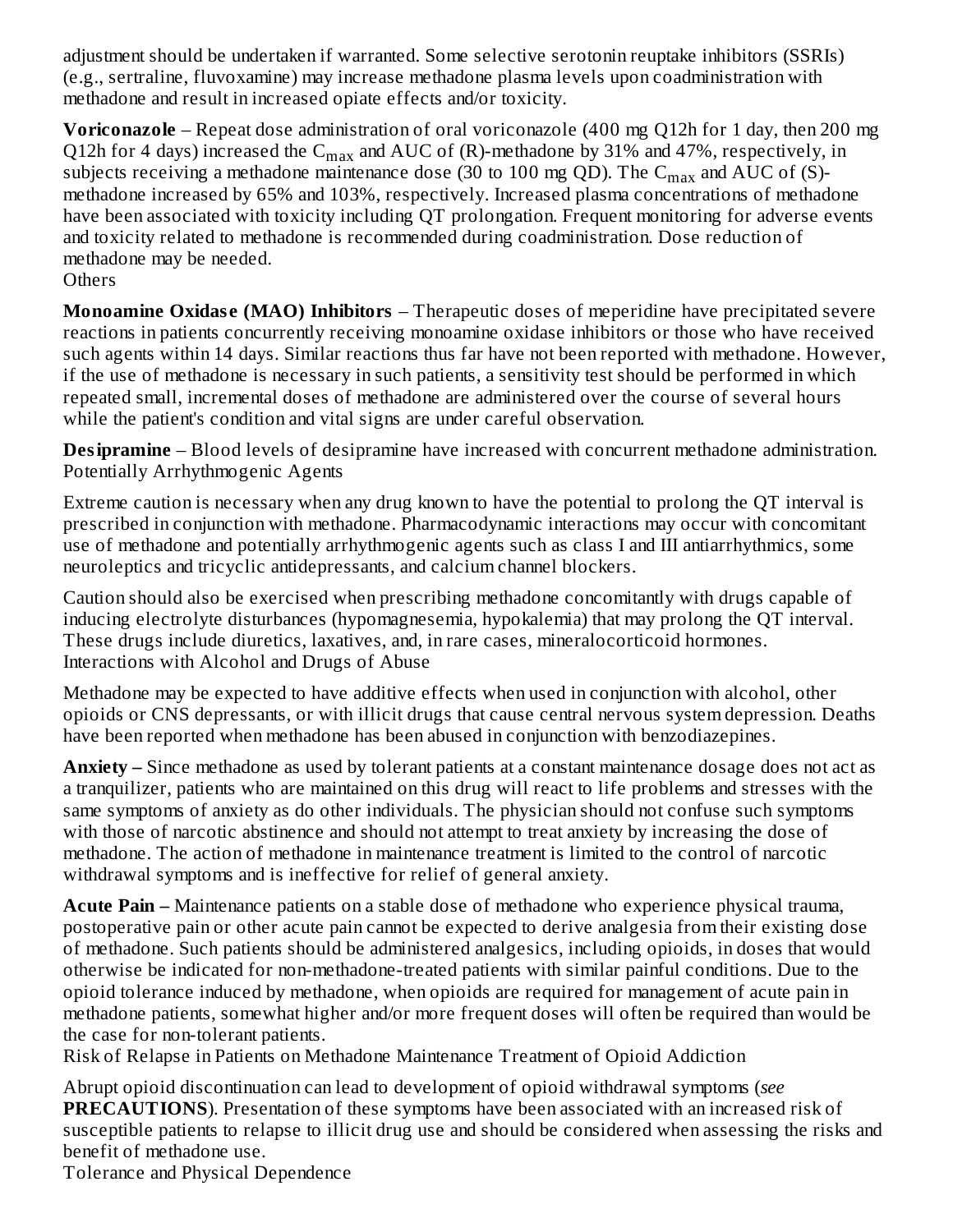adjustment should be undertaken if warranted. Some selective serotonin reuptake inhibitors (SSRIs) (e.g., sertraline, fluvoxamine) may increase methadone plasma levels upon coadministration with methadone and result in increased opiate effects and/or toxicity.

**Voriconazole** – Repeat dose administration of oral voriconazole (400 mg Q12h for 1 day, then 200 mg Q12h for 4 days) increased the $C_{max}$ and AUC of (R)-methadone by 31% and 47%, respectively, in subjects receiving a methadone maintenance dose (30 to 100 mg QD). The $C_{max}$ and AUC of (S)-methadone increased by 65% and 103%, respectively. Increased plasma concentrations of methadone have been associated with toxicity including QT prolongation. Frequent monitoring for adverse events and toxicity related to methadone is recommended during coadministration. Dose reduction of methadone may be needed.

Others

**Monoamine Oxidase (MAO) Inhibitors** – Therapeutic doses of meperidine have precipitated severe reactions in patients concurrently receiving monoamine oxidase inhibitors or those who have received such agents within 14 days. Similar reactions thus far have not been reported with methadone. However, if the use of methadone is necessary in such patients, a sensitivity test should be performed in which repeated small, incremental doses of methadone are administered over the course of several hours while the patient's condition and vital signs are under careful observation.

**Desipramine** – Blood levels of desipramine have increased with concurrent methadone administration.

Potentially Arrhythmogenic Agents

Extreme caution is necessary when any drug known to have the potential to prolong the QT interval is prescribed in conjunction with methadone. Pharmacodynamic interactions may occur with concomitant use of methadone and potentially arrhythmogenic agents such as class I and III antiarrhythmics, some neuroleptics and tricyclic antidepressants, and calcium channel blockers.

Caution should also be exercised when prescribing methadone concomitantly with drugs capable of inducing electrolyte disturbances (hypomagnesemia, hypokalemia) that may prolong the QT interval. These drugs include diuretics, laxatives, and, in rare cases, mineralocorticoid hormones.

Interactions with Alcohol and Drugs of Abuse

Methadone may be expected to have additive effects when used in conjunction with alcohol, other opioids or CNS depressants, or with illicit drugs that cause central nervous system depression. Deaths have been reported when methadone has been abused in conjunction with benzodiazepines.

**Anxiety –** Since methadone as used by tolerant patients at a constant maintenance dosage does not act as a tranquilizer, patients who are maintained on this drug will react to life problems and stresses with the same symptoms of anxiety as do other individuals. The physician should not confuse such symptoms with those of narcotic abstinence and should not attempt to treat anxiety by increasing the dose of methadone. The action of methadone in maintenance treatment is limited to the control of narcotic withdrawal symptoms and is ineffective for relief of general anxiety.

**Acute Pain –** Maintenance patients on a stable dose of methadone who experience physical trauma, postoperative pain or other acute pain cannot be expected to derive analgesia from their existing dose of methadone. Such patients should be administered analgesics, including opioids, in doses that would otherwise be indicated for non-methadone-treated patients with similar painful conditions. Due to the opioid tolerance induced by methadone, when opioids are required for management of acute pain in methadone patients, somewhat higher and/or more frequent doses will often be required than would be the case for non-tolerant patients.

Risk of Relapse in Patients on Methadone Maintenance Treatment of Opioid Addiction

Abrupt opioid discontinuation can lead to development of opioid withdrawal symptoms (*see* **PRECAUTIONS**). Presentation of these symptoms have been associated with an increased risk of susceptible patients to relapse to illicit drug use and should be considered when assessing the risks and benefit of methadone use.

Tolerance and Physical Dependence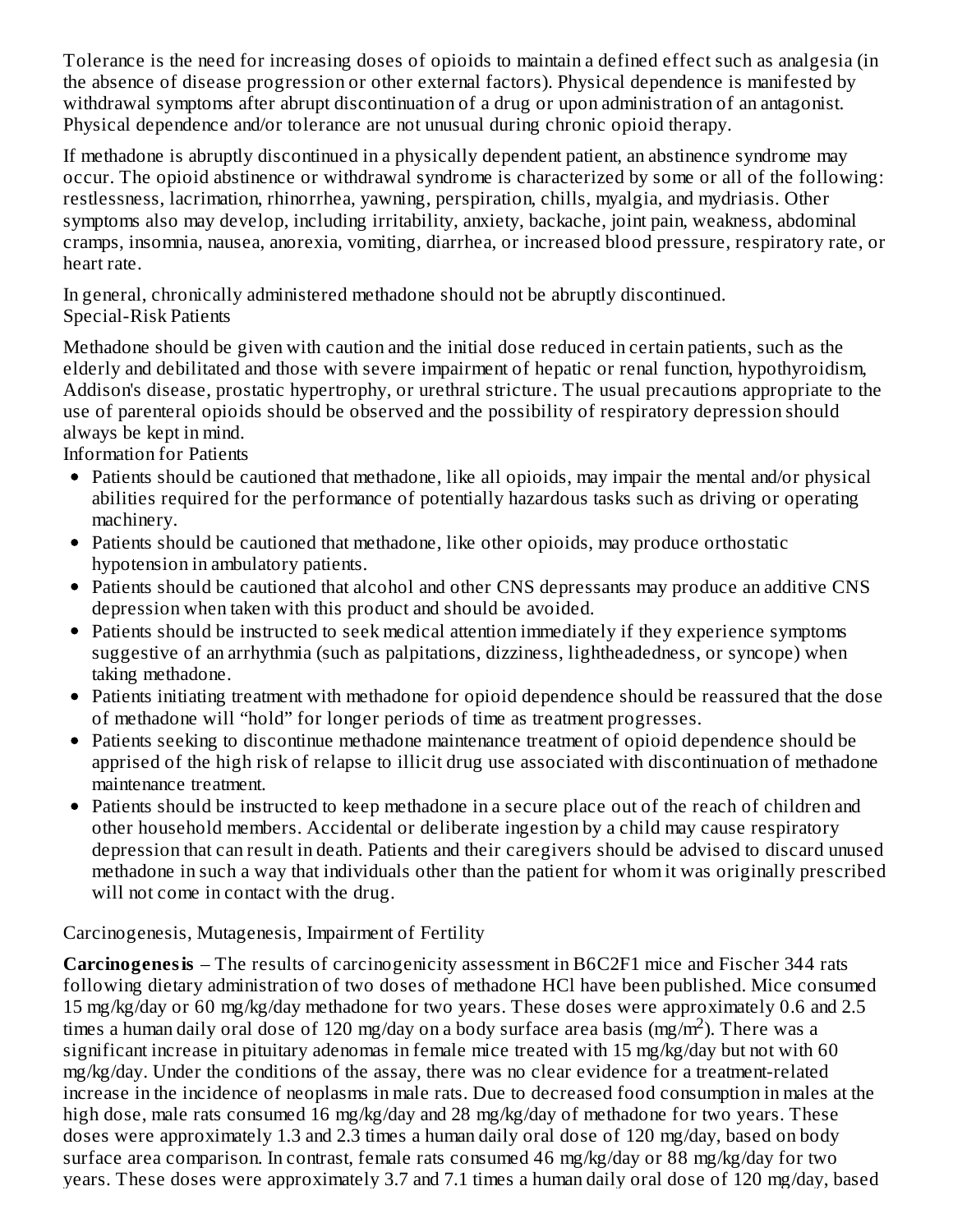Tolerance is the need for increasing doses of opioids to maintain a defined effect such as analgesia (in the absence of disease progression or other external factors). Physical dependence is manifested by withdrawal symptoms after abrupt discontinuation of a drug or upon administration of an antagonist. Physical dependence and/or tolerance are not unusual during chronic opioid therapy.

If methadone is abruptly discontinued in a physically dependent patient, an abstinence syndrome may occur. The opioid abstinence or withdrawal syndrome is characterized by some or all of the following: restlessness, lacrimation, rhinorrhea, yawning, perspiration, chills, myalgia, and mydriasis. Other symptoms also may develop, including irritability, anxiety, backache, joint pain, weakness, abdominal cramps, insomnia, nausea, anorexia, vomiting, diarrhea, or increased blood pressure, respiratory rate, or heart rate.

In general, chronically administered methadone should not be abruptly discontinued.

### Special-Risk Patients

Methadone should be given with caution and the initial dose reduced in certain patients, such as the elderly and debilitated and those with severe impairment of hepatic or renal function, hypothyroidism, Addison's disease, prostatic hypertrophy, or urethral stricture. The usual precautions appropriate to the use of parenteral opioids should be observed and the possibility of respiratory depression should always be kept in mind.

### Information for Patients

- Patients should be cautioned that methadone, like all opioids, may impair the mental and/or physical abilities required for the performance of potentially hazardous tasks such as driving or operating machinery.
- Patients should be cautioned that methadone, like other opioids, may produce orthostatic hypotension in ambulatory patients.
- Patients should be cautioned that alcohol and other CNS depressants may produce an additive CNS depression when taken with this product and should be avoided.
- Patients should be instructed to seek medical attention immediately if they experience symptoms suggestive of an arrhythmia (such as palpitations, dizziness, lightheadedness, or syncope) when taking methadone.
- Patients initiating treatment with methadone for opioid dependence should be reassured that the dose of methadone will "hold" for longer periods of time as treatment progresses.
- Patients seeking to discontinue methadone maintenance treatment of opioid dependence should be apprised of the high risk of relapse to illicit drug use associated with discontinuation of methadone maintenance treatment.
- Patients should be instructed to keep methadone in a secure place out of the reach of children and other household members. Accidental or deliberate ingestion by a child may cause respiratory depression that can result in death. Patients and their caregivers should be advised to discard unused methadone in such a way that individuals other than the patient for whom it was originally prescribed will not come in contact with the drug.

### Carcinogenesis, Mutagenesis, Impairment of Fertility

**Carcinogenesis** – The results of carcinogenicity assessment in B6C2F1 mice and Fischer 344 rats following dietary administration of two doses of methadone HCl have been published. Mice consumed 15 mg/kg/day or 60 mg/kg/day methadone for two years. These doses were approximately 0.6 and 2.5 times a human daily oral dose of 120 mg/day on a body surface area basis (mg/$m^2$). There was a significant increase in pituitary adenomas in female mice treated with 15 mg/kg/day but not with 60 mg/kg/day. Under the conditions of the assay, there was no clear evidence for a treatment-related increase in the incidence of neoplasms in male rats. Due to decreased food consumption in males at the high dose, male rats consumed 16 mg/kg/day and 28 mg/kg/day of methadone for two years. These doses were approximately 1.3 and 2.3 times a human daily oral dose of 120 mg/day, based on body surface area comparison. In contrast, female rats consumed 46 mg/kg/day or 88 mg/kg/day for two years. These doses were approximately 3.7 and 7.1 times a human daily oral dose of 120 mg/day, based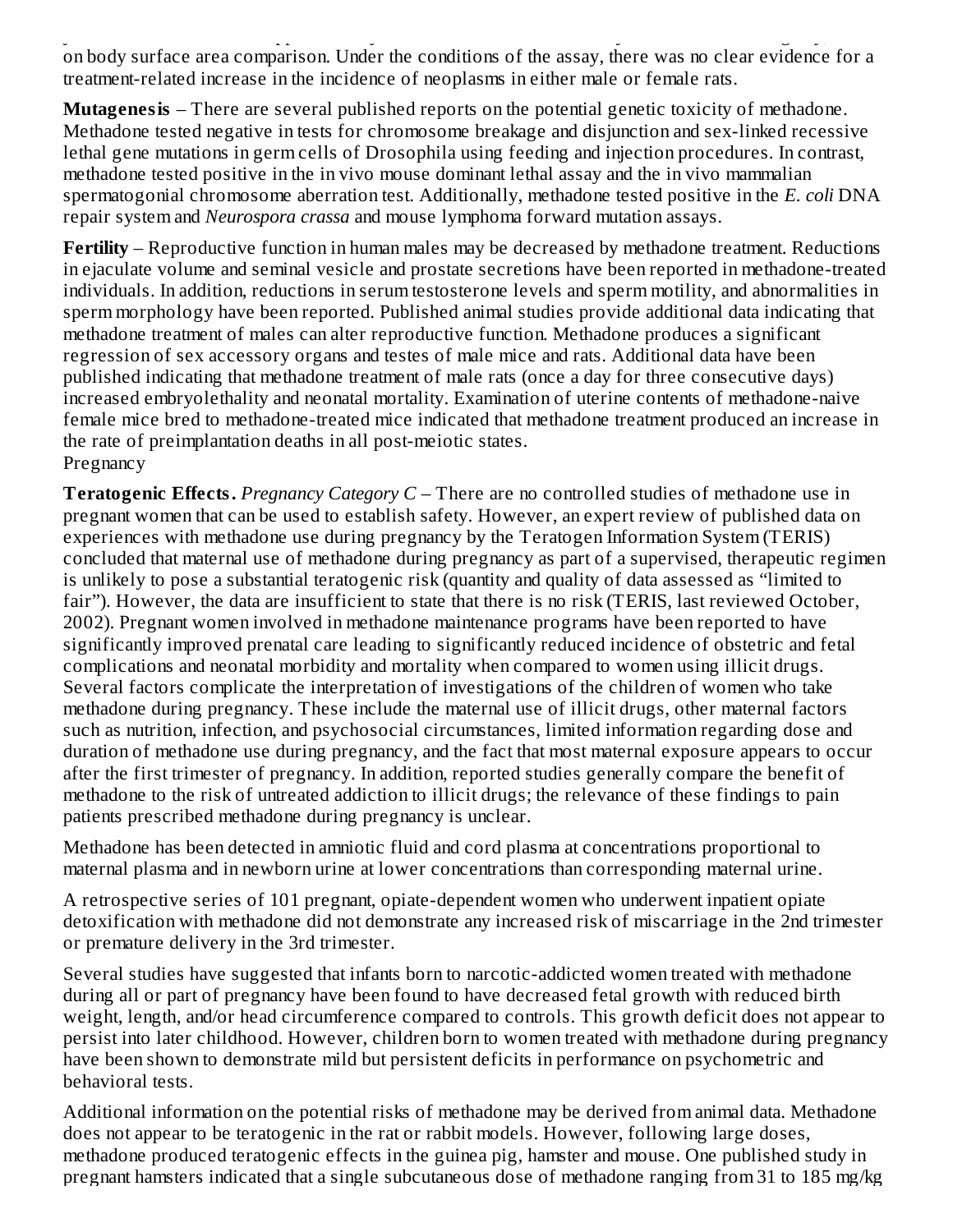on body surface area comparison. Under the conditions of the assay, there was no clear evidence for a treatment-related increase in the incidence of neoplasms in either male or female rats.

**Mutagenesis** – There are several published reports on the potential genetic toxicity of methadone. Methadone tested negative in tests for chromosome breakage and disjunction and sex-linked recessive lethal gene mutations in germ cells of Drosophila using feeding and injection procedures. In contrast, methadone tested positive in the in vivo mouse dominant lethal assay and the in vivo mammalian spermatogonial chromosome aberration test. Additionally, methadone tested positive in the *E. coli* DNA repair system and *Neurospora crassa* and mouse lymphoma forward mutation assays.

**Fertility** – Reproductive function in human males may be decreased by methadone treatment. Reductions in ejaculate volume and seminal vesicle and prostate secretions have been reported in methadone-treated individuals. In addition, reductions in serum testosterone levels and sperm motility, and abnormalities in sperm morphology have been reported. Published animal studies provide additional data indicating that methadone treatment of males can alter reproductive function. Methadone produces a significant regression of sex accessory organs and testes of male mice and rats. Additional data have been published indicating that methadone treatment of male rats (once a day for three consecutive days) increased embryolethality and neonatal mortality. Examination of uterine contents of methadone-naive female mice bred to methadone-treated mice indicated that methadone treatment produced an increase in the rate of preimplantation deaths in all post-meiotic states.

Pregnancy

**Teratogenic Effects.** *Pregnancy Category C* – There are no controlled studies of methadone use in pregnant women that can be used to establish safety. However, an expert review of published data on experiences with methadone use during pregnancy by the Teratogen Information System (TERIS) concluded that maternal use of methadone during pregnancy as part of a supervised, therapeutic regimen is unlikely to pose a substantial teratogenic risk (quantity and quality of data assessed as "limited to fair"). However, the data are insufficient to state that there is no risk (TERIS, last reviewed October, 2002). Pregnant women involved in methadone maintenance programs have been reported to have significantly improved prenatal care leading to significantly reduced incidence of obstetric and fetal complications and neonatal morbidity and mortality when compared to women using illicit drugs. Several factors complicate the interpretation of investigations of the children of women who take methadone during pregnancy. These include the maternal use of illicit drugs, other maternal factors such as nutrition, infection, and psychosocial circumstances, limited information regarding dose and duration of methadone use during pregnancy, and the fact that most maternal exposure appears to occur after the first trimester of pregnancy. In addition, reported studies generally compare the benefit of methadone to the risk of untreated addiction to illicit drugs; the relevance of these findings to pain patients prescribed methadone during pregnancy is unclear.

Methadone has been detected in amniotic fluid and cord plasma at concentrations proportional to maternal plasma and in newborn urine at lower concentrations than corresponding maternal urine.

A retrospective series of 101 pregnant, opiate-dependent women who underwent inpatient opiate detoxification with methadone did not demonstrate any increased risk of miscarriage in the 2nd trimester or premature delivery in the 3rd trimester.

Several studies have suggested that infants born to narcotic-addicted women treated with methadone during all or part of pregnancy have been found to have decreased fetal growth with reduced birth weight, length, and/or head circumference compared to controls. This growth deficit does not appear to persist into later childhood. However, children born to women treated with methadone during pregnancy have been shown to demonstrate mild but persistent deficits in performance on psychometric and behavioral tests.

Additional information on the potential risks of methadone may be derived from animal data. Methadone does not appear to be teratogenic in the rat or rabbit models. However, following large doses, methadone produced teratogenic effects in the guinea pig, hamster and mouse. One published study in pregnant hamsters indicated that a single subcutaneous dose of methadone ranging from 31 to 185 mg/kg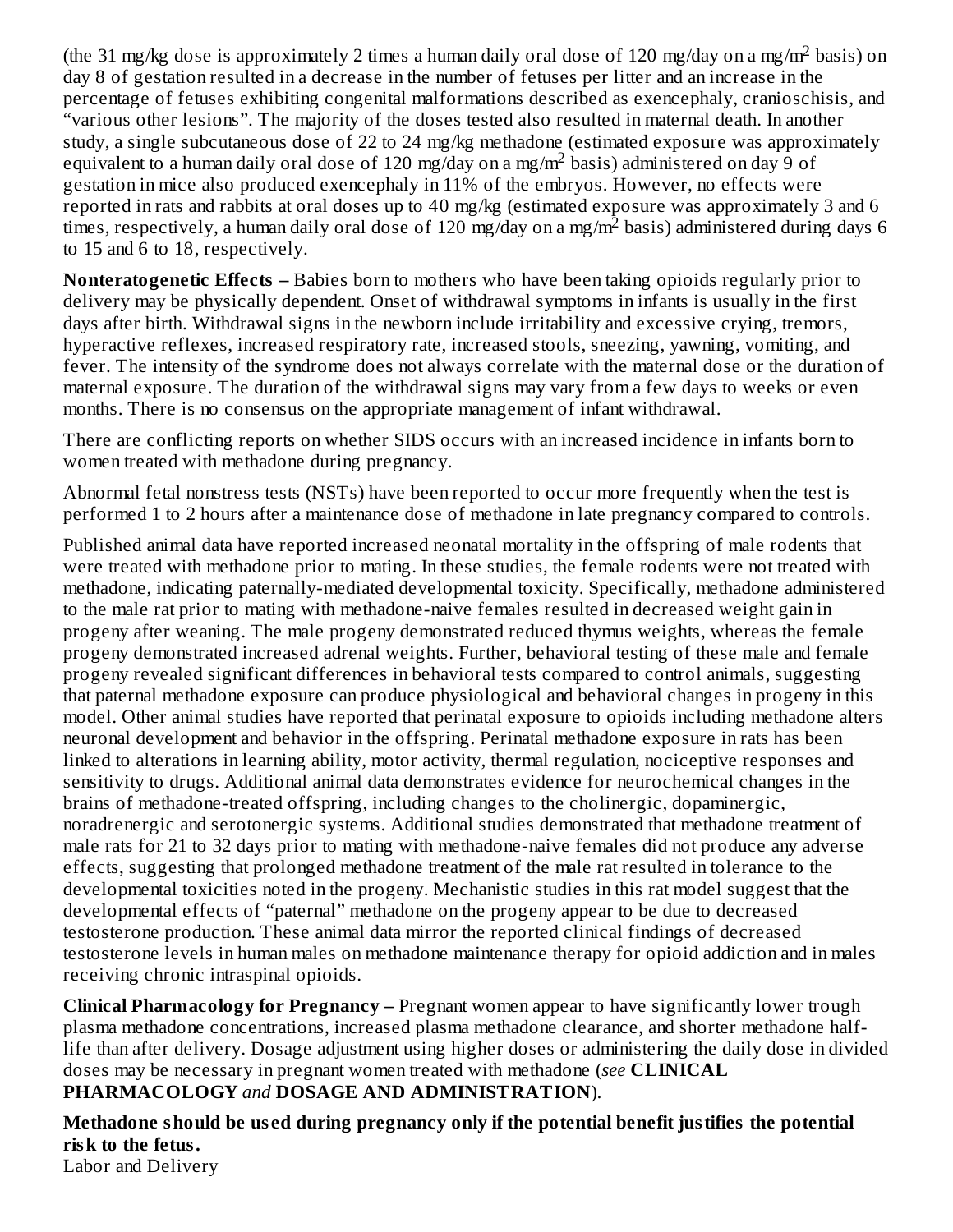(the 31 mg/kg dose is approximately 2 times a human daily oral dose of 120 mg/day on a $mg/m^2$ basis) on day 8 of gestation resulted in a decrease in the number of fetuses per litter and an increase in the percentage of fetuses exhibiting congenital malformations described as exencephaly, cranioschisis, and "various other lesions". The majority of the doses tested also resulted in maternal death. In another study, a single subcutaneous dose of 22 to 24 mg/kg methadone (estimated exposure was approximately equivalent to a human daily oral dose of 120 mg/day on a $mg/m^2$ basis) administered on day 9 of gestation in mice also produced exencephaly in 11% of the embryos. However, no effects were reported in rats and rabbits at oral doses up to 40 mg/kg (estimated exposure was approximately 3 and 6 times, respectively, a human daily oral dose of 120 mg/day on a $mg/m^2$ basis) administered during days 6 to 15 and 6 to 18, respectively.

**Nonteratogenetic Effects –** Babies born to mothers who have been taking opioids regularly prior to delivery may be physically dependent. Onset of withdrawal symptoms in infants is usually in the first days after birth. Withdrawal signs in the newborn include irritability and excessive crying, tremors, hyperactive reflexes, increased respiratory rate, increased stools, sneezing, yawning, vomiting, and fever. The intensity of the syndrome does not always correlate with the maternal dose or the duration of maternal exposure. The duration of the withdrawal signs may vary from a few days to weeks or even months. There is no consensus on the appropriate management of infant withdrawal.

There are conflicting reports on whether SIDS occurs with an increased incidence in infants born to women treated with methadone during pregnancy.

Abnormal fetal nonstress tests (NSTs) have been reported to occur more frequently when the test is performed 1 to 2 hours after a maintenance dose of methadone in late pregnancy compared to controls.

Published animal data have reported increased neonatal mortality in the offspring of male rodents that were treated with methadone prior to mating. In these studies, the female rodents were not treated with methadone, indicating paternally-mediated developmental toxicity. Specifically, methadone administered to the male rat prior to mating with methadone-naive females resulted in decreased weight gain in progeny after weaning. The male progeny demonstrated reduced thymus weights, whereas the female progeny demonstrated increased adrenal weights. Further, behavioral testing of these male and female progeny revealed significant differences in behavioral tests compared to control animals, suggesting that paternal methadone exposure can produce physiological and behavioral changes in progeny in this model. Other animal studies have reported that perinatal exposure to opioids including methadone alters neuronal development and behavior in the offspring. Perinatal methadone exposure in rats has been linked to alterations in learning ability, motor activity, thermal regulation, nociceptive responses and sensitivity to drugs. Additional animal data demonstrates evidence for neurochemical changes in the brains of methadone-treated offspring, including changes to the cholinergic, dopaminergic, noradrenergic and serotonergic systems. Additional studies demonstrated that methadone treatment of male rats for 21 to 32 days prior to mating with methadone-naive females did not produce any adverse effects, suggesting that prolonged methadone treatment of the male rat resulted in tolerance to the developmental toxicities noted in the progeny. Mechanistic studies in this rat model suggest that the developmental effects of "paternal" methadone on the progeny appear to be due to decreased testosterone production. These animal data mirror the reported clinical findings of decreased testosterone levels in human males on methadone maintenance therapy for opioid addiction and in males receiving chronic intraspinal opioids.

**Clinical Pharmacology for Pregnancy –** Pregnant women appear to have significantly lower trough plasma methadone concentrations, increased plasma methadone clearance, and shorter methadone half-life than after delivery. Dosage adjustment using higher doses or administering the daily dose in divided doses may be necessary in pregnant women treated with methadone (*see* **CLINICAL PHARMACOLOGY** *and* **DOSAGE AND ADMINISTRATION**).

**Methadone should be used during pregnancy only if the potential benefit justifies the potential risk to the fetus.**

Labor and Delivery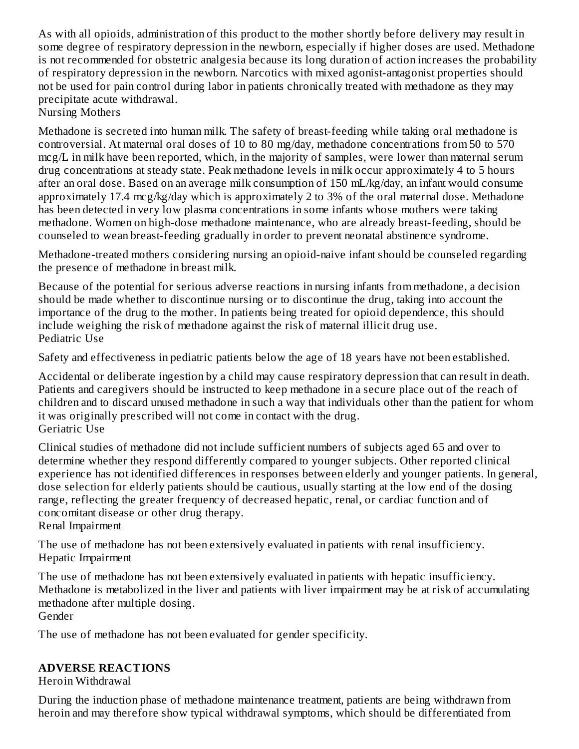As with all opioids, administration of this product to the mother shortly before delivery may result in some degree of respiratory depression in the newborn, especially if higher doses are used. Methadone is not recommended for obstetric analgesia because its long duration of action increases the probability of respiratory depression in the newborn. Narcotics with mixed agonist-antagonist properties should not be used for pain control during labor in patients chronically treated with methadone as they may precipitate acute withdrawal.

### Nursing Mothers

Methadone is secreted into human milk. The safety of breast-feeding while taking oral methadone is controversial. At maternal oral doses of 10 to 80 mg/day, methadone concentrations from 50 to 570 mcg/L in milk have been reported, which, in the majority of samples, were lower than maternal serum drug concentrations at steady state. Peak methadone levels in milk occur approximately 4 to 5 hours after an oral dose. Based on an average milk consumption of 150 mL/kg/day, an infant would consume approximately 17.4 mcg/kg/day which is approximately 2 to 3% of the oral maternal dose. Methadone has been detected in very low plasma concentrations in some infants whose mothers were taking methadone. Women on high-dose methadone maintenance, who are already breast-feeding, should be counseled to wean breast-feeding gradually in order to prevent neonatal abstinence syndrome.

Methadone-treated mothers considering nursing an opioid-naive infant should be counseled regarding the presence of methadone in breast milk.

Because of the potential for serious adverse reactions in nursing infants from methadone, a decision should be made whether to discontinue nursing or to discontinue the drug, taking into account the importance of the drug to the mother. In patients being treated for opioid dependence, this should include weighing the risk of methadone against the risk of maternal illicit drug use.

### Pediatric Use

Safety and effectiveness in pediatric patients below the age of 18 years have not been established.

Accidental or deliberate ingestion by a child may cause respiratory depression that can result in death. Patients and caregivers should be instructed to keep methadone in a secure place out of the reach of children and to discard unused methadone in such a way that individuals other than the patient for whom it was originally prescribed will not come in contact with the drug.

### Geriatric Use

Clinical studies of methadone did not include sufficient numbers of subjects aged 65 and over to determine whether they respond differently compared to younger subjects. Other reported clinical experience has not identified differences in responses between elderly and younger patients. In general, dose selection for elderly patients should be cautious, usually starting at the low end of the dosing range, reflecting the greater frequency of decreased hepatic, renal, or cardiac function and of concomitant disease or other drug therapy.

### Renal Impairment

The use of methadone has not been extensively evaluated in patients with renal insufficiency.

### Hepatic Impairment

The use of methadone has not been extensively evaluated in patients with hepatic insufficiency. Methadone is metabolized in the liver and patients with liver impairment may be at risk of accumulating methadone after multiple dosing.

### Gender

The use of methadone has not been evaluated for gender specificity.

## ADVERSE REACTIONS

### Heroin Withdrawal

During the induction phase of methadone maintenance treatment, patients are being withdrawn from heroin and may therefore show typical withdrawal symptoms, which should be differentiated from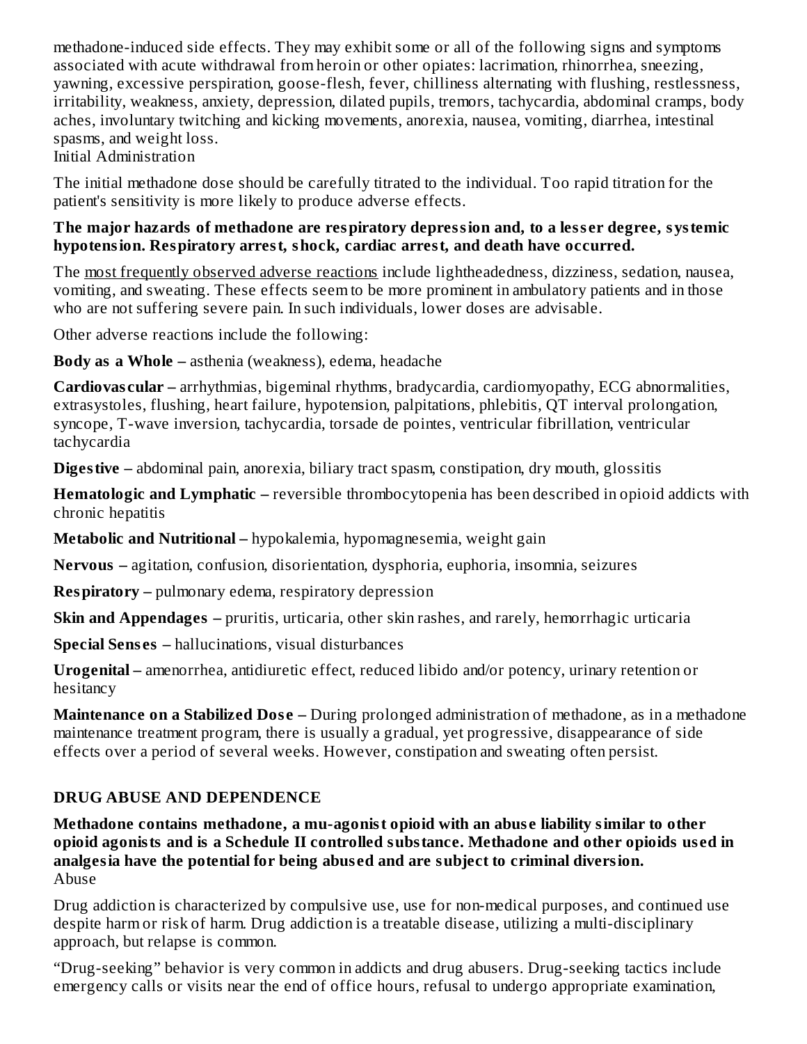methadone-induced side effects. They may exhibit some or all of the following signs and symptoms associated with acute withdrawal from heroin or other opiates: lacrimation, rhinorrhea, sneezing, yawning, excessive perspiration, goose-flesh, fever, chilliness alternating with flushing, restlessness, irritability, weakness, anxiety, depression, dilated pupils, tremors, tachycardia, abdominal cramps, body aches, involuntary twitching and kicking movements, anorexia, nausea, vomiting, diarrhea, intestinal spasms, and weight loss.

Initial Administration

The initial methadone dose should be carefully titrated to the individual. Too rapid titration for the patient's sensitivity is more likely to produce adverse effects.

**The major hazards of methadone are respiratory depression and, to a lesser degree, systemic hypotension. Respiratory arrest, shock, cardiac arrest, and death have occurred.**

The most frequently observed adverse reactions include lightheadedness, dizziness, sedation, nausea, vomiting, and sweating. These effects seem to be more prominent in ambulatory patients and in those who are not suffering severe pain. In such individuals, lower doses are advisable.

Other adverse reactions include the following:

**Body as a Whole –** asthenia (weakness), edema, headache

**Cardiovascular –** arrhythmias, bigeminal rhythms, bradycardia, cardiomyopathy, ECG abnormalities, extrasystoles, flushing, heart failure, hypotension, palpitations, phlebitis, QT interval prolongation, syncope, T-wave inversion, tachycardia, torsade de pointes, ventricular fibrillation, ventricular tachycardia

**Digestive –** abdominal pain, anorexia, biliary tract spasm, constipation, dry mouth, glossitis

**Hematologic and Lymphatic –** reversible thrombocytopenia has been described in opioid addicts with chronic hepatitis

**Metabolic and Nutritional –** hypokalemia, hypomagnesemia, weight gain

**Nervous –** agitation, confusion, disorientation, dysphoria, euphoria, insomnia, seizures

**Respiratory –** pulmonary edema, respiratory depression

**Skin and Appendages –** pruritis, urticaria, other skin rashes, and rarely, hemorrhagic urticaria

**Special Senses –** hallucinations, visual disturbances

**Urogenital –** amenorrhea, antidiuretic effect, reduced libido and/or potency, urinary retention or hesitancy

**Maintenance on a Stabilized Dose –** During prolonged administration of methadone, as in a methadone maintenance treatment program, there is usually a gradual, yet progressive, disappearance of side effects over a period of several weeks. However, constipation and sweating often persist.

## DRUG ABUSE AND DEPENDENCE

**Methadone contains methadone, a mu-agonist opioid with an abuse liability similar to other opioid agonists and is a Schedule II controlled substance. Methadone and other opioids used in analgesia have the potential for being abused and are subject to criminal diversion.**

Abuse

Drug addiction is characterized by compulsive use, use for non-medical purposes, and continued use despite harm or risk of harm. Drug addiction is a treatable disease, utilizing a multi-disciplinary approach, but relapse is common.

"Drug-seeking" behavior is very common in addicts and drug abusers. Drug-seeking tactics include emergency calls or visits near the end of office hours, refusal to undergo appropriate examination,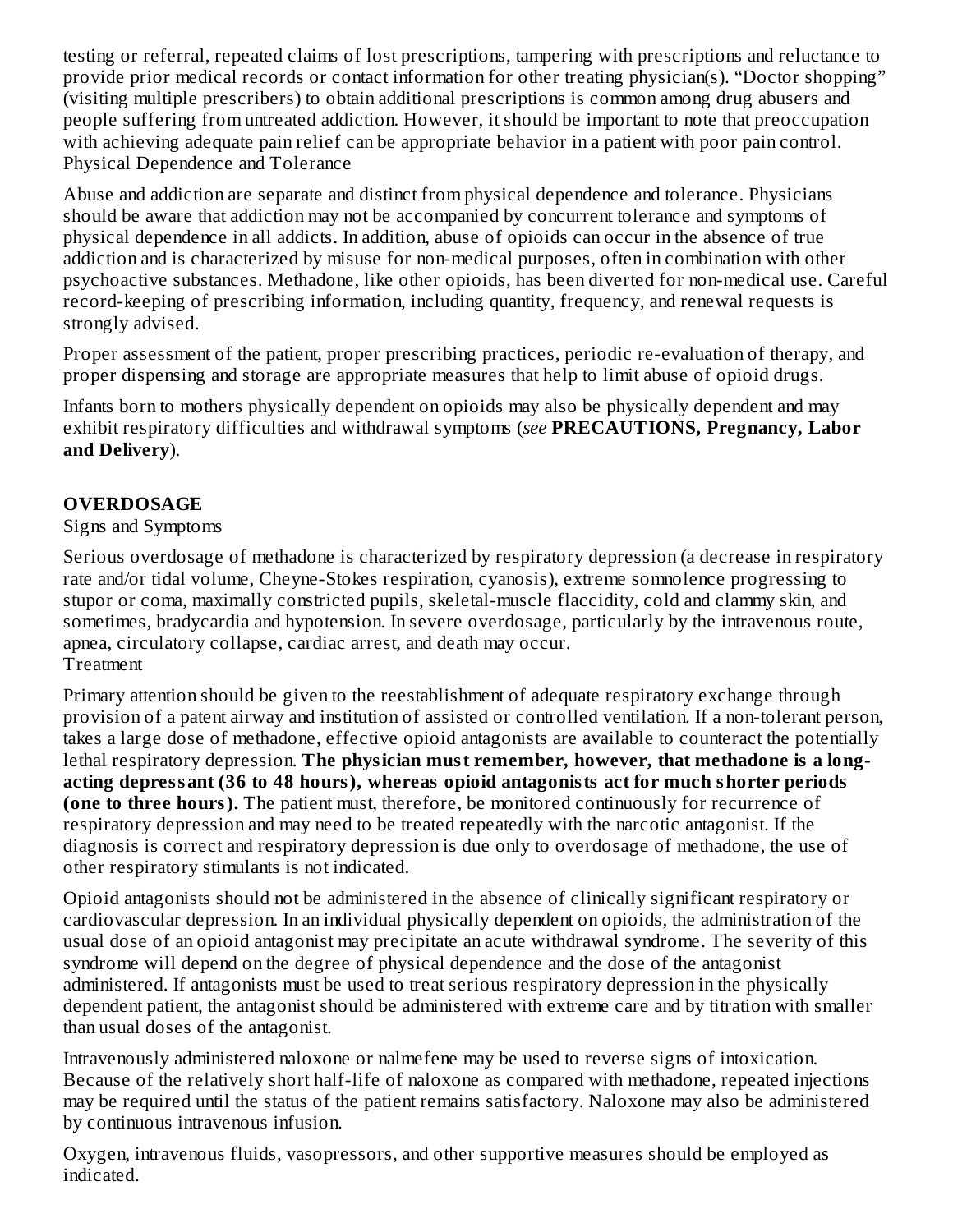testing or referral, repeated claims of lost prescriptions, tampering with prescriptions and reluctance to provide prior medical records or contact information for other treating physician(s). "Doctor shopping" (visiting multiple prescribers) to obtain additional prescriptions is common among drug abusers and people suffering from untreated addiction. However, it should be important to note that preoccupation with achieving adequate pain relief can be appropriate behavior in a patient with poor pain control.

Physical Dependence and Tolerance

Abuse and addiction are separate and distinct from physical dependence and tolerance. Physicians should be aware that addiction may not be accompanied by concurrent tolerance and symptoms of physical dependence in all addicts. In addition, abuse of opioids can occur in the absence of true addiction and is characterized by misuse for non-medical purposes, often in combination with other psychoactive substances. Methadone, like other opioids, has been diverted for non-medical use. Careful record-keeping of prescribing information, including quantity, frequency, and renewal requests is strongly advised.

Proper assessment of the patient, proper prescribing practices, periodic re-evaluation of therapy, and proper dispensing and storage are appropriate measures that help to limit abuse of opioid drugs.

Infants born to mothers physically dependent on opioids may also be physically dependent and may exhibit respiratory difficulties and withdrawal symptoms (*see* **PRECAUTIONS, Pregnancy, Labor and Delivery**).

## OVERDOSAGE

Signs and Symptoms

Serious overdosage of methadone is characterized by respiratory depression (a decrease in respiratory rate and/or tidal volume, Cheyne-Stokes respiration, cyanosis), extreme somnolence progressing to stupor or coma, maximally constricted pupils, skeletal-muscle flaccidity, cold and clammy skin, and sometimes, bradycardia and hypotension. In severe overdosage, particularly by the intravenous route, apnea, circulatory collapse, cardiac arrest, and death may occur.

Treatment

Primary attention should be given to the reestablishment of adequate respiratory exchange through provision of a patent airway and institution of assisted or controlled ventilation. If a non-tolerant person, takes a large dose of methadone, effective opioid antagonists are available to counteract the potentially lethal respiratory depression. **The physician must remember, however, that methadone is a long-acting depressant (36 to 48 hours), whereas opioid antagonists act for much shorter periods (one to three hours).** The patient must, therefore, be monitored continuously for recurrence of respiratory depression and may need to be treated repeatedly with the narcotic antagonist. If the diagnosis is correct and respiratory depression is due only to overdosage of methadone, the use of other respiratory stimulants is not indicated.

Opioid antagonists should not be administered in the absence of clinically significant respiratory or cardiovascular depression. In an individual physically dependent on opioids, the administration of the usual dose of an opioid antagonist may precipitate an acute withdrawal syndrome. The severity of this syndrome will depend on the degree of physical dependence and the dose of the antagonist administered. If antagonists must be used to treat serious respiratory depression in the physically dependent patient, the antagonist should be administered with extreme care and by titration with smaller than usual doses of the antagonist.

Intravenously administered naloxone or nalmefene may be used to reverse signs of intoxication. Because of the relatively short half-life of naloxone as compared with methadone, repeated injections may be required until the status of the patient remains satisfactory. Naloxone may also be administered by continuous intravenous infusion.

Oxygen, intravenous fluids, vasopressors, and other supportive measures should be employed as indicated.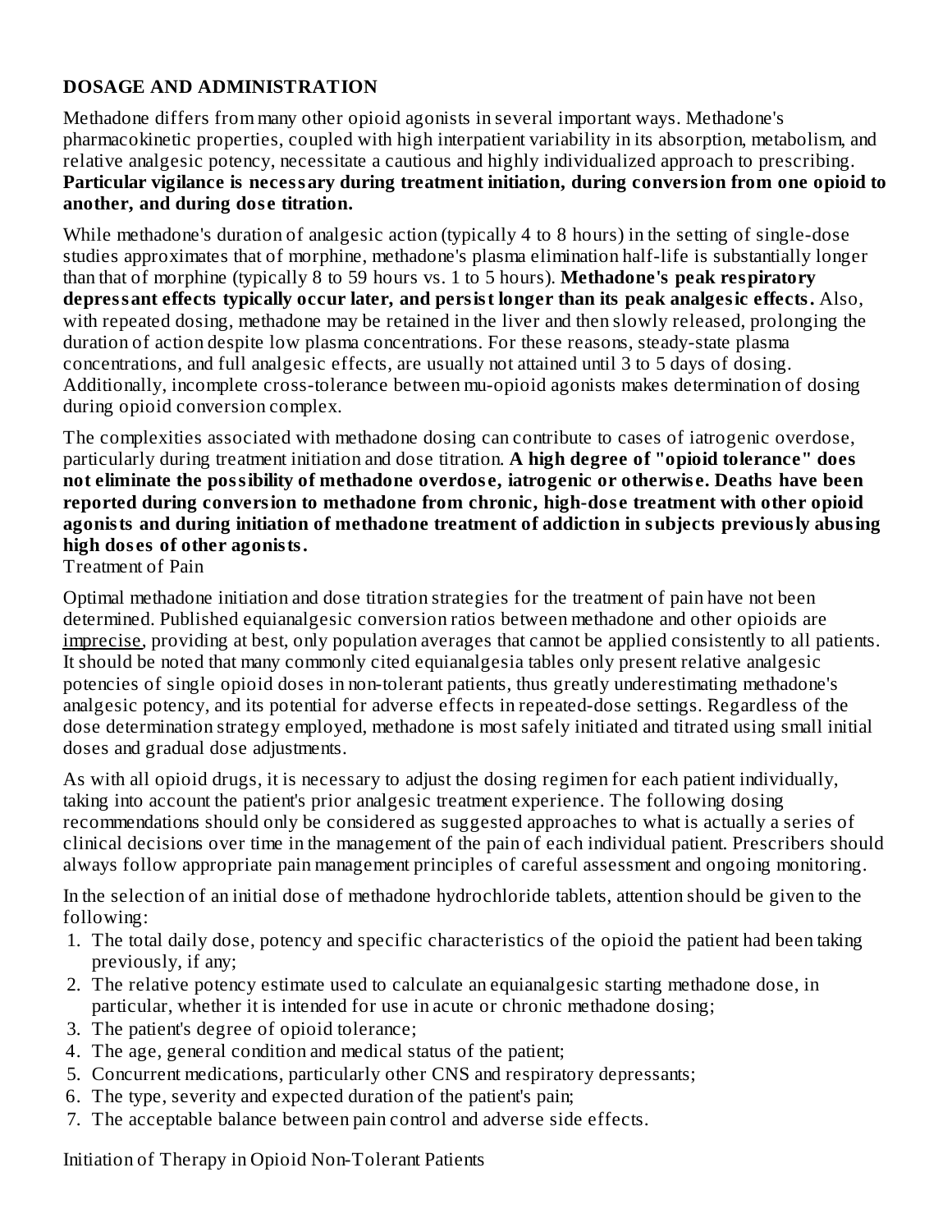## DOSAGE AND ADMINISTRATION

Methadone differs from many other opioid agonists in several important ways. Methadone's pharmacokinetic properties, coupled with high interpatient variability in its absorption, metabolism, and relative analgesic potency, necessitate a cautious and highly individualized approach to prescribing. **Particular vigilance is necessary during treatment initiation, during conversion from one opioid to another, and during dose titration.**

While methadone's duration of analgesic action (typically 4 to 8 hours) in the setting of single-dose studies approximates that of morphine, methadone's plasma elimination half-life is substantially longer than that of morphine (typically 8 to 59 hours vs. 1 to 5 hours). **Methadone's peak respiratory depressant effects typically occur later, and persist longer than its peak analgesic effects.** Also, with repeated dosing, methadone may be retained in the liver and then slowly released, prolonging the duration of action despite low plasma concentrations. For these reasons, steady-state plasma concentrations, and full analgesic effects, are usually not attained until 3 to 5 days of dosing. Additionally, incomplete cross-tolerance between mu-opioid agonists makes determination of dosing during opioid conversion complex.

The complexities associated with methadone dosing can contribute to cases of iatrogenic overdose, particularly during treatment initiation and dose titration. **A high degree of "opioid tolerance" does not eliminate the possibility of methadone overdose, iatrogenic or otherwise. Deaths have been reported during conversion to methadone from chronic, high-dose treatment with other opioid agonists and during initiation of methadone treatment of addiction in subjects previously abusing high doses of other agonists.**

### Treatment of Pain

Optimal methadone initiation and dose titration strategies for the treatment of pain have not been determined. Published equianalgesic conversion ratios between methadone and other opioids are imprecise, providing at best, only population averages that cannot be applied consistently to all patients. It should be noted that many commonly cited equianalgesia tables only present relative analgesic potencies of single opioid doses in non-tolerant patients, thus greatly underestimating methadone's analgesic potency, and its potential for adverse effects in repeated-dose settings. Regardless of the dose determination strategy employed, methadone is most safely initiated and titrated using small initial doses and gradual dose adjustments.

As with all opioid drugs, it is necessary to adjust the dosing regimen for each patient individually, taking into account the patient's prior analgesic treatment experience. The following dosing recommendations should only be considered as suggested approaches to what is actually a series of clinical decisions over time in the management of the pain of each individual patient. Prescribers should always follow appropriate pain management principles of careful assessment and ongoing monitoring.

In the selection of an initial dose of methadone hydrochloride tablets, attention should be given to the following:

1. The total daily dose, potency and specific characteristics of the opioid the patient had been taking previously, if any;
2. The relative potency estimate used to calculate an equianalgesic starting methadone dose, in particular, whether it is intended for use in acute or chronic methadone dosing;
3. The patient's degree of opioid tolerance;
4. The age, general condition and medical status of the patient;
5. Concurrent medications, particularly other CNS and respiratory depressants;
6. The type, severity and expected duration of the patient's pain;
7. The acceptable balance between pain control and adverse side effects.

### Initiation of Therapy in Opioid Non-Tolerant Patients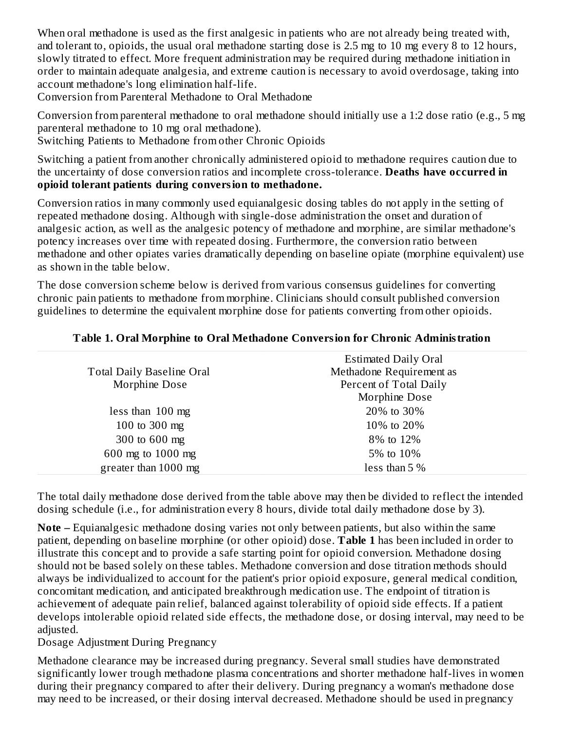When oral methadone is used as the first analgesic in patients who are not already being treated with, and tolerant to, opioids, the usual oral methadone starting dose is 2.5 mg to 10 mg every 8 to 12 hours, slowly titrated to effect. More frequent administration may be required during methadone initiation in order to maintain adequate analgesia, and extreme caution is necessary to avoid overdosage, taking into account methadone's long elimination half-life.

Conversion from Parenteral Methadone to Oral Methadone

Conversion from parenteral methadone to oral methadone should initially use a 1:2 dose ratio (e.g., 5 mg parenteral methadone to 10 mg oral methadone).

Switching Patients to Methadone from other Chronic Opioids

Switching a patient from another chronically administered opioid to methadone requires caution due to the uncertainty of dose conversion ratios and incomplete cross-tolerance. **Deaths have occurred in opioid tolerant patients during conversion to methadone.**

Conversion ratios in many commonly used equianalgesic dosing tables do not apply in the setting of repeated methadone dosing. Although with single-dose administration the onset and duration of analgesic action, as well as the analgesic potency of methadone and morphine, are similar methadone's potency increases over time with repeated dosing. Furthermore, the conversion ratio between methadone and other opiates varies dramatically depending on baseline opiate (morphine equivalent) use as shown in the table below.

The dose conversion scheme below is derived from various consensus guidelines for converting chronic pain patients to methadone from morphine. Clinicians should consult published conversion guidelines to determine the equivalent morphine dose for patients converting from other opioids.

**Table 1. Oral Morphine to Oral Methadone Conversion for Chronic Administration**

| Total Daily Baseline Oral Morphine Dose | Estimated Daily Oral Methadone Requirement as Percent of Total Daily Morphine Dose |
|---|---|
| less than 100 mg | 20% to 30% |
| 100 to 300 mg | 10% to 20% |
| 300 to 600 mg | 8% to 12% |
| 600 mg to 1000 mg | 5% to 10% |
| greater than 1000 mg | less than 5 % |

The total daily methadone dose derived from the table above may then be divided to reflect the intended dosing schedule (i.e., for administration every 8 hours, divide total daily methadone dose by 3).

**Note –** Equianalgesic methadone dosing varies not only between patients, but also within the same patient, depending on baseline morphine (or other opioid) dose. **Table 1** has been included in order to illustrate this concept and to provide a safe starting point for opioid conversion. Methadone dosing should not be based solely on these tables. Methadone conversion and dose titration methods should always be individualized to account for the patient's prior opioid exposure, general medical condition, concomitant medication, and anticipated breakthrough medication use. The endpoint of titration is achievement of adequate pain relief, balanced against tolerability of opioid side effects. If a patient develops intolerable opioid related side effects, the methadone dose, or dosing interval, may need to be adjusted.

Dosage Adjustment During Pregnancy

Methadone clearance may be increased during pregnancy. Several small studies have demonstrated significantly lower trough methadone plasma concentrations and shorter methadone half-lives in women during their pregnancy compared to after their delivery. During pregnancy a woman's methadone dose may need to be increased, or their dosing interval decreased. Methadone should be used in pregnancy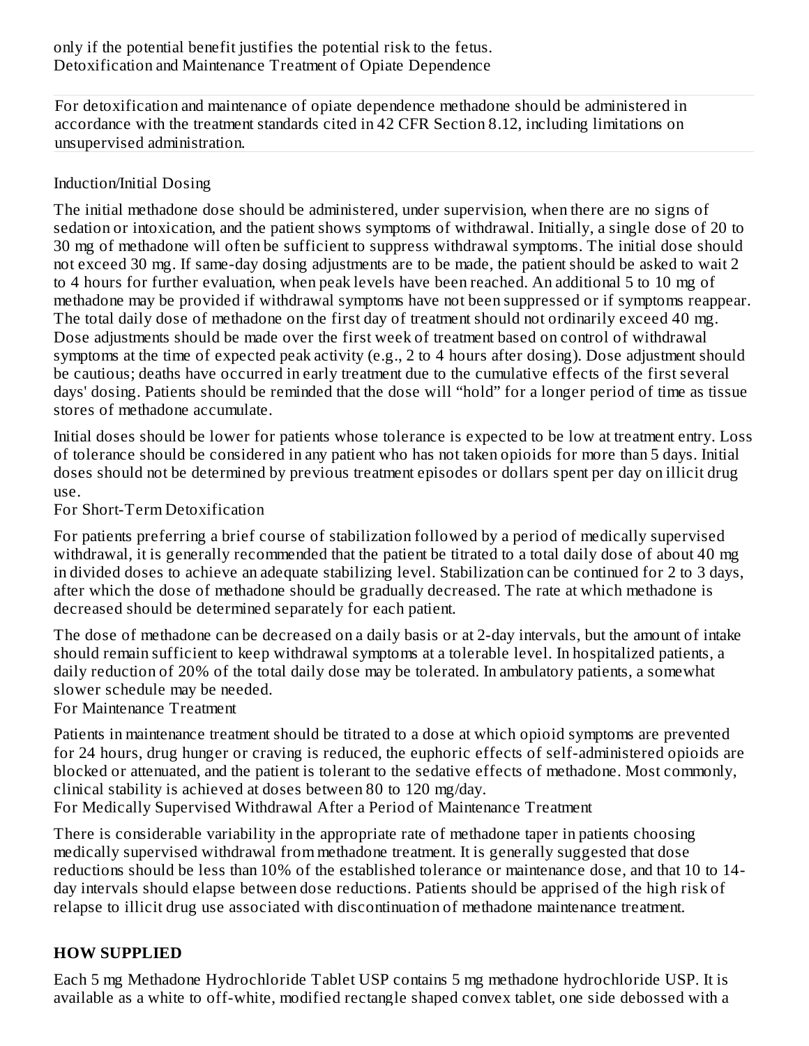only if the potential benefit justifies the potential risk to the fetus.

Detoxification and Maintenance Treatment of Opiate Dependence

For detoxification and maintenance of opiate dependence methadone should be administered in accordance with the treatment standards cited in 42 CFR Section 8.12, including limitations on unsupervised administration.

Induction/Initial Dosing

The initial methadone dose should be administered, under supervision, when there are no signs of sedation or intoxication, and the patient shows symptoms of withdrawal. Initially, a single dose of 20 to 30 mg of methadone will often be sufficient to suppress withdrawal symptoms. The initial dose should not exceed 30 mg. If same-day dosing adjustments are to be made, the patient should be asked to wait 2 to 4 hours for further evaluation, when peak levels have been reached. An additional 5 to 10 mg of methadone may be provided if withdrawal symptoms have not been suppressed or if symptoms reappear. The total daily dose of methadone on the first day of treatment should not ordinarily exceed 40 mg. Dose adjustments should be made over the first week of treatment based on control of withdrawal symptoms at the time of expected peak activity (e.g., 2 to 4 hours after dosing). Dose adjustment should be cautious; deaths have occurred in early treatment due to the cumulative effects of the first several days' dosing. Patients should be reminded that the dose will "hold" for a longer period of time as tissue stores of methadone accumulate.

Initial doses should be lower for patients whose tolerance is expected to be low at treatment entry. Loss of tolerance should be considered in any patient who has not taken opioids for more than 5 days. Initial doses should not be determined by previous treatment episodes or dollars spent per day on illicit drug use.

For Short-Term Detoxification

For patients preferring a brief course of stabilization followed by a period of medically supervised withdrawal, it is generally recommended that the patient be titrated to a total daily dose of about 40 mg in divided doses to achieve an adequate stabilizing level. Stabilization can be continued for 2 to 3 days, after which the dose of methadone should be gradually decreased. The rate at which methadone is decreased should be determined separately for each patient.

The dose of methadone can be decreased on a daily basis or at 2-day intervals, but the amount of intake should remain sufficient to keep withdrawal symptoms at a tolerable level. In hospitalized patients, a daily reduction of 20% of the total daily dose may be tolerated. In ambulatory patients, a somewhat slower schedule may be needed.

For Maintenance Treatment

Patients in maintenance treatment should be titrated to a dose at which opioid symptoms are prevented for 24 hours, drug hunger or craving is reduced, the euphoric effects of self-administered opioids are blocked or attenuated, and the patient is tolerant to the sedative effects of methadone. Most commonly, clinical stability is achieved at doses between 80 to 120 mg/day.

For Medically Supervised Withdrawal After a Period of Maintenance Treatment

There is considerable variability in the appropriate rate of methadone taper in patients choosing medically supervised withdrawal from methadone treatment. It is generally suggested that dose reductions should be less than 10% of the established tolerance or maintenance dose, and that 10 to 14-day intervals should elapse between dose reductions. Patients should be apprised of the high risk of relapse to illicit drug use associated with discontinuation of methadone maintenance treatment.

## HOW SUPPLIED

Each 5 mg Methadone Hydrochloride Tablet USP contains 5 mg methadone hydrochloride USP. It is available as a white to off-white, modified rectangle shaped convex tablet, one side debossed with a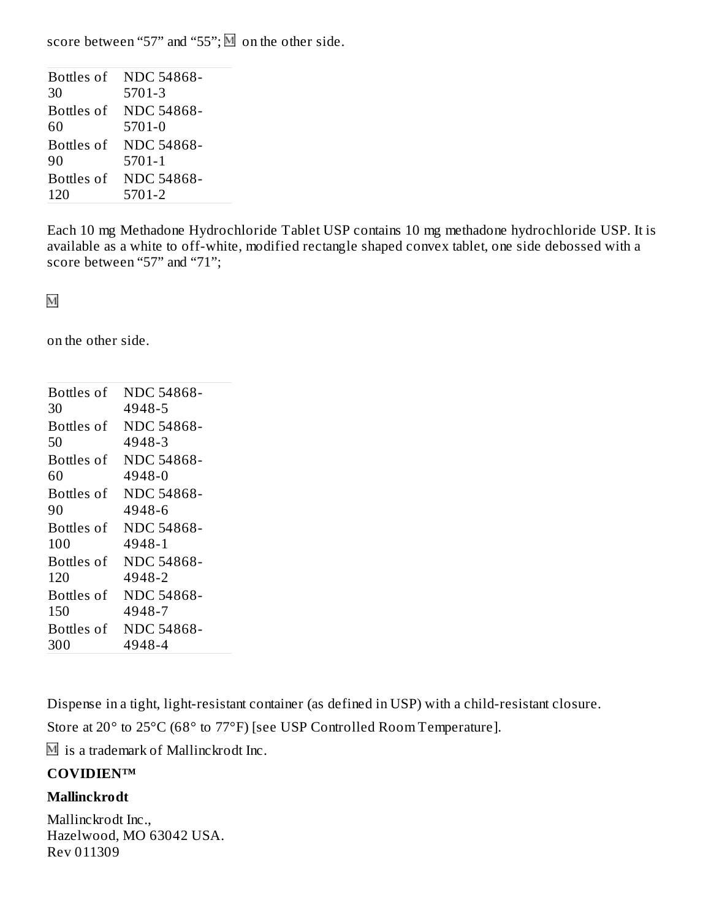score between “57” and “55”; M on the other side.

| | |
|---|---|
| Bottles of 30 | NDC 54868-5701-3 |
| Bottles of 60 | NDC 54868-5701-0 |
| Bottles of 90 | NDC 54868-5701-1 |
| Bottles of 120 | NDC 54868-5701-2 |

Each 10 mg Methadone Hydrochloride Tablet USP contains 10 mg methadone hydrochloride USP. It is available as a white to off-white, modified rectangle shaped convex tablet, one side debossed with a score between “57” and “71”;

M

on the other side.

| | |
|---|---|
| Bottles of 30 | NDC 54868-4948-5 |
| Bottles of 50 | NDC 54868-4948-3 |
| Bottles of 60 | NDC 54868-4948-0 |
| Bottles of 90 | NDC 54868-4948-6 |
| Bottles of 100 | NDC 54868-4948-1 |
| Bottles of 120 | NDC 54868-4948-2 |
| Bottles of 150 | NDC 54868-4948-7 |
| Bottles of 300 | NDC 54868-4948-4 |

Dispense in a tight, light-resistant container (as defined in USP) with a child-resistant closure.

Store at 20° to 25°C (68° to 77°F) [see USP Controlled Room Temperature].

M is a trademark of Mallinckrodt Inc.

**COVIDIEN™**

**Mallinckrodt**

Mallinckrodt Inc.,
Hazelwood, MO 63042 USA.
Rev 011309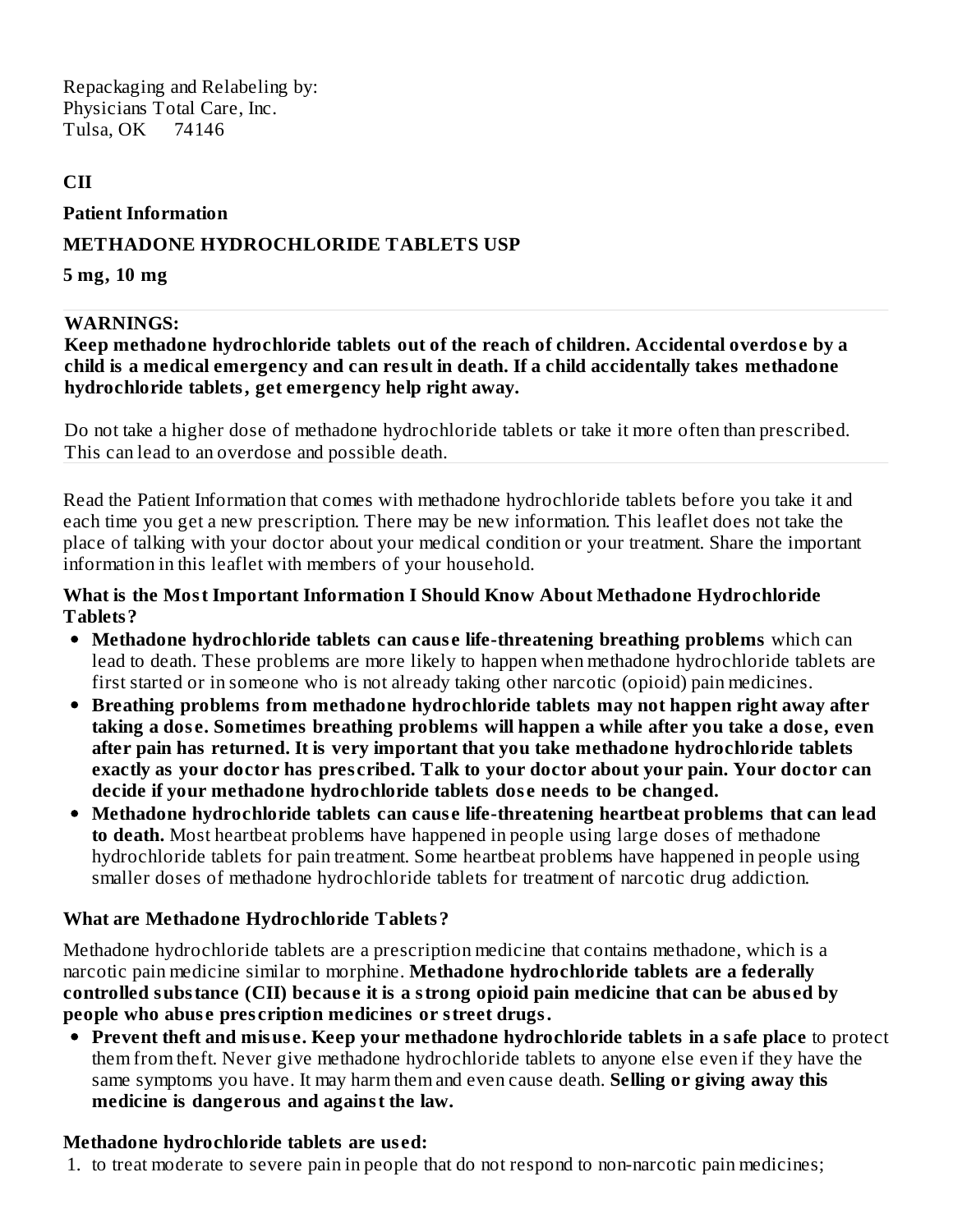Repackaging and Relabeling by:
Physicians Total Care, Inc.
Tulsa, OK 74146

**CII**

**Patient Information**

**METHADONE HYDROCHLORIDE TABLETS USP**

**5 mg, 10 mg**

**WARNINGS:**
**Keep methadone hydrochloride tablets out of the reach of children. Accidental overdose by a child is a medical emergency and can result in death. If a child accidentally takes methadone hydrochloride tablets, get emergency help right away.**

Do not take a higher dose of methadone hydrochloride tablets or take it more often than prescribed. This can lead to an overdose and possible death.

Read the Patient Information that comes with methadone hydrochloride tablets before you take it and each time you get a new prescription. There may be new information. This leaflet does not take the place of talking with your doctor about your medical condition or your treatment. Share the important information in this leaflet with members of your household.

**What is the Most Important Information I Should Know About Methadone Hydrochloride Tablets?**

- **Methadone hydrochloride tablets can cause life-threatening breathing problems** which can lead to death. These problems are more likely to happen when methadone hydrochloride tablets are first started or in someone who is not already taking other narcotic (opioid) pain medicines.
- **Breathing problems from methadone hydrochloride tablets may not happen right away after taking a dose. Sometimes breathing problems will happen a while after you take a dose, even after pain has returned. It is very important that you take methadone hydrochloride tablets exactly as your doctor has prescribed. Talk to your doctor about your pain. Your doctor can decide if your methadone hydrochloride tablets dose needs to be changed.**
- **Methadone hydrochloride tablets can cause life-threatening heartbeat problems that can lead to death.** Most heartbeat problems have happened in people using large doses of methadone hydrochloride tablets for pain treatment. Some heartbeat problems have happened in people using smaller doses of methadone hydrochloride tablets for treatment of narcotic drug addiction.

**What are Methadone Hydrochloride Tablets?**

Methadone hydrochloride tablets are a prescription medicine that contains methadone, which is a narcotic pain medicine similar to morphine. **Methadone hydrochloride tablets are a federally controlled substance (CII) because it is a strong opioid pain medicine that can be abused by people who abuse prescription medicines or street drugs.**

- **Prevent theft and misuse. Keep your methadone hydrochloride tablets in a safe place** to protect them from theft. Never give methadone hydrochloride tablets to anyone else even if they have the same symptoms you have. It may harm them and even cause death. **Selling or giving away this medicine is dangerous and against the law.**

**Methadone hydrochloride tablets are used:**

1. to treat moderate to severe pain in people that do not respond to non-narcotic pain medicines;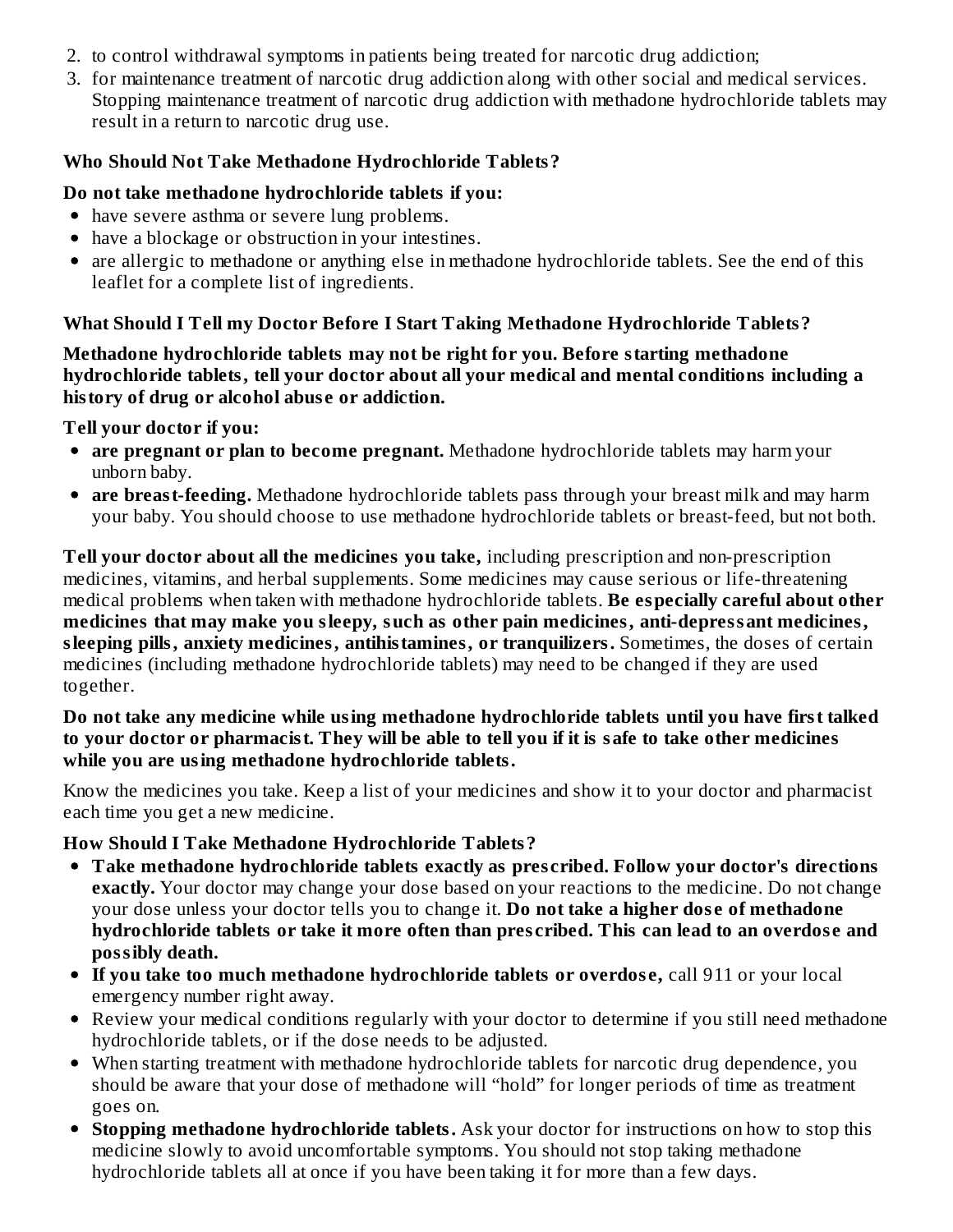2. to control withdrawal symptoms in patients being treated for narcotic drug addiction;
3. for maintenance treatment of narcotic drug addiction along with other social and medical services. Stopping maintenance treatment of narcotic drug addiction with methadone hydrochloride tablets may result in a return to narcotic drug use.

**Who Should Not Take Methadone Hydrochloride Tablets?**

**Do not take methadone hydrochloride tablets if you:**

- have severe asthma or severe lung problems.
- have a blockage or obstruction in your intestines.
- are allergic to methadone or anything else in methadone hydrochloride tablets. See the end of this leaflet for a complete list of ingredients.

**What Should I Tell my Doctor Before I Start Taking Methadone Hydrochloride Tablets?**

**Methadone hydrochloride tablets may not be right for you. Before starting methadone hydrochloride tablets, tell your doctor about all your medical and mental conditions including a history of drug or alcohol abuse or addiction.**

**Tell your doctor if you:**

- **are pregnant or plan to become pregnant.** Methadone hydrochloride tablets may harm your unborn baby.
- **are breast-feeding.** Methadone hydrochloride tablets pass through your breast milk and may harm your baby. You should choose to use methadone hydrochloride tablets or breast-feed, but not both.

**Tell your doctor about all the medicines you take,** including prescription and non-prescription medicines, vitamins, and herbal supplements. Some medicines may cause serious or life-threatening medical problems when taken with methadone hydrochloride tablets. **Be especially careful about other medicines that may make you sleepy, such as other pain medicines, anti-depressant medicines, sleeping pills, anxiety medicines, antihistamines, or tranquilizers.** Sometimes, the doses of certain medicines (including methadone hydrochloride tablets) may need to be changed if they are used together.

**Do not take any medicine while using methadone hydrochloride tablets until you have first talked to your doctor or pharmacist. They will be able to tell you if it is safe to take other medicines while you are using methadone hydrochloride tablets.**

Know the medicines you take. Keep a list of your medicines and show it to your doctor and pharmacist each time you get a new medicine.

**How Should I Take Methadone Hydrochloride Tablets?**

- **Take methadone hydrochloride tablets exactly as prescribed. Follow your doctor's directions exactly.** Your doctor may change your dose based on your reactions to the medicine. Do not change your dose unless your doctor tells you to change it. **Do not take a higher dose of methadone hydrochloride tablets or take it more often than prescribed. This can lead to an overdose and possibly death.**
- **If you take too much methadone hydrochloride tablets or overdose,** call 911 or your local emergency number right away.
- Review your medical conditions regularly with your doctor to determine if you still need methadone hydrochloride tablets, or if the dose needs to be adjusted.
- When starting treatment with methadone hydrochloride tablets for narcotic drug dependence, you should be aware that your dose of methadone will “hold” for longer periods of time as treatment goes on.
- **Stopping methadone hydrochloride tablets.** Ask your doctor for instructions on how to stop this medicine slowly to avoid uncomfortable symptoms. You should not stop taking methadone hydrochloride tablets all at once if you have been taking it for more than a few days.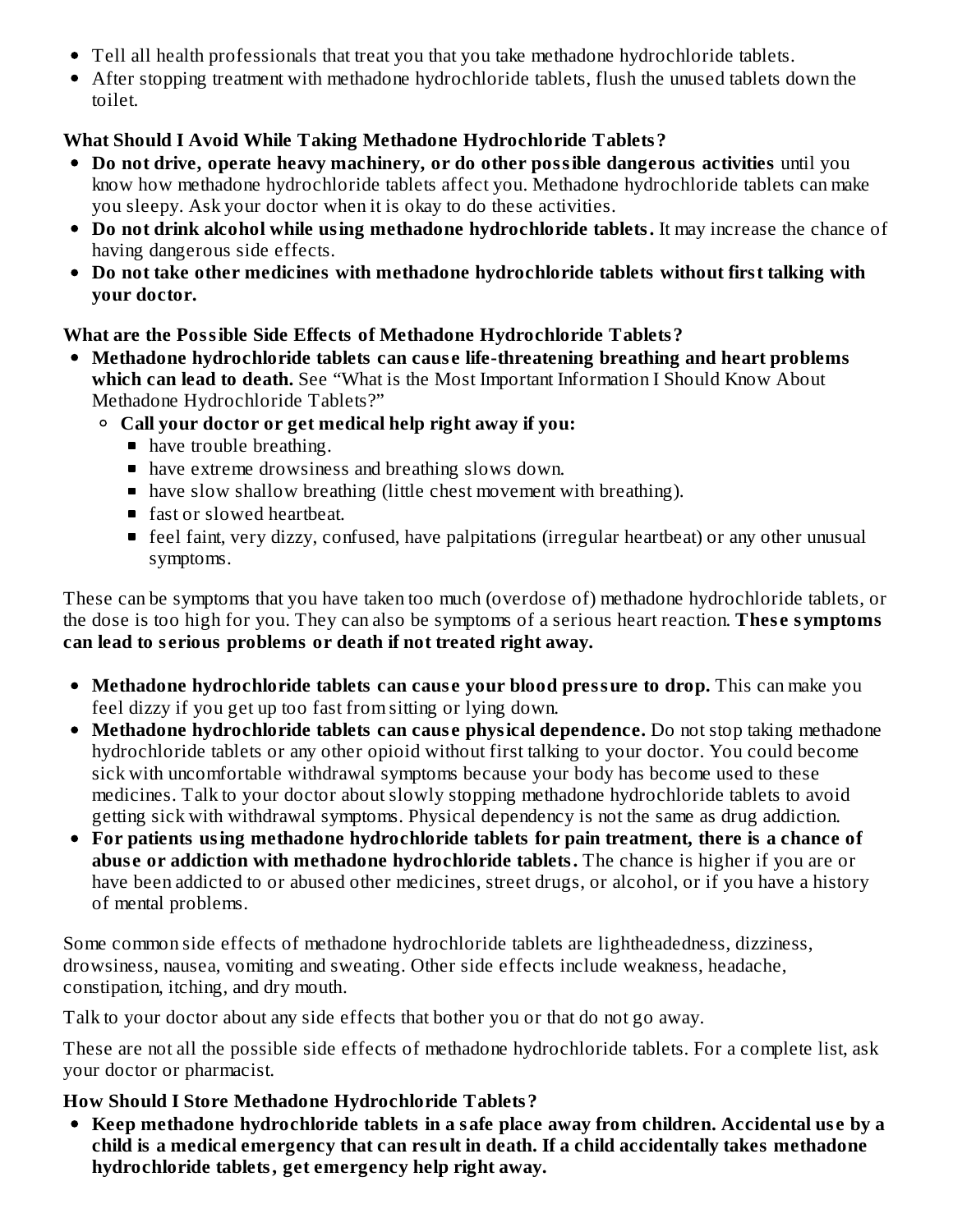- Tell all health professionals that treat you that you take methadone hydrochloride tablets.
- After stopping treatment with methadone hydrochloride tablets, flush the unused tablets down the toilet.

**What Should I Avoid While Taking Methadone Hydrochloride Tablets?**

- **Do not drive, operate heavy machinery, or do other possible dangerous activities** until you know how methadone hydrochloride tablets affect you. Methadone hydrochloride tablets can make you sleepy. Ask your doctor when it is okay to do these activities.
- **Do not drink alcohol while using methadone hydrochloride tablets.** It may increase the chance of having dangerous side effects.
- **Do not take other medicines with methadone hydrochloride tablets without first talking with your doctor.**

**What are the Possible Side Effects of Methadone Hydrochloride Tablets?**

- **Methadone hydrochloride tablets can cause life-threatening breathing and heart problems which can lead to death.** See "What is the Most Important Information I Should Know About Methadone Hydrochloride Tablets?"
  - **Call your doctor or get medical help right away if you:**
    - have trouble breathing.
    - have extreme drowsiness and breathing slows down.
    - have slow shallow breathing (little chest movement with breathing).
    - fast or slowed heartbeat.
    - feel faint, very dizzy, confused, have palpitations (irregular heartbeat) or any other unusual symptoms.

These can be symptoms that you have taken too much (overdose of) methadone hydrochloride tablets, or the dose is too high for you. They can also be symptoms of a serious heart reaction. **These symptoms can lead to serious problems or death if not treated right away.**

- **Methadone hydrochloride tablets can cause your blood pressure to drop.** This can make you feel dizzy if you get up too fast from sitting or lying down.
- **Methadone hydrochloride tablets can cause physical dependence.** Do not stop taking methadone hydrochloride tablets or any other opioid without first talking to your doctor. You could become sick with uncomfortable withdrawal symptoms because your body has become used to these medicines. Talk to your doctor about slowly stopping methadone hydrochloride tablets to avoid getting sick with withdrawal symptoms. Physical dependency is not the same as drug addiction.
- **For patients using methadone hydrochloride tablets for pain treatment, there is a chance of abuse or addiction with methadone hydrochloride tablets.** The chance is higher if you are or have been addicted to or abused other medicines, street drugs, or alcohol, or if you have a history of mental problems.

Some common side effects of methadone hydrochloride tablets are lightheadedness, dizziness, drowsiness, nausea, vomiting and sweating. Other side effects include weakness, headache, constipation, itching, and dry mouth.

Talk to your doctor about any side effects that bother you or that do not go away.

These are not all the possible side effects of methadone hydrochloride tablets. For a complete list, ask your doctor or pharmacist.

**How Should I Store Methadone Hydrochloride Tablets?**

- **Keep methadone hydrochloride tablets in a safe place away from children. Accidental use by a child is a medical emergency that can result in death. If a child accidentally takes methadone hydrochloride tablets, get emergency help right away.**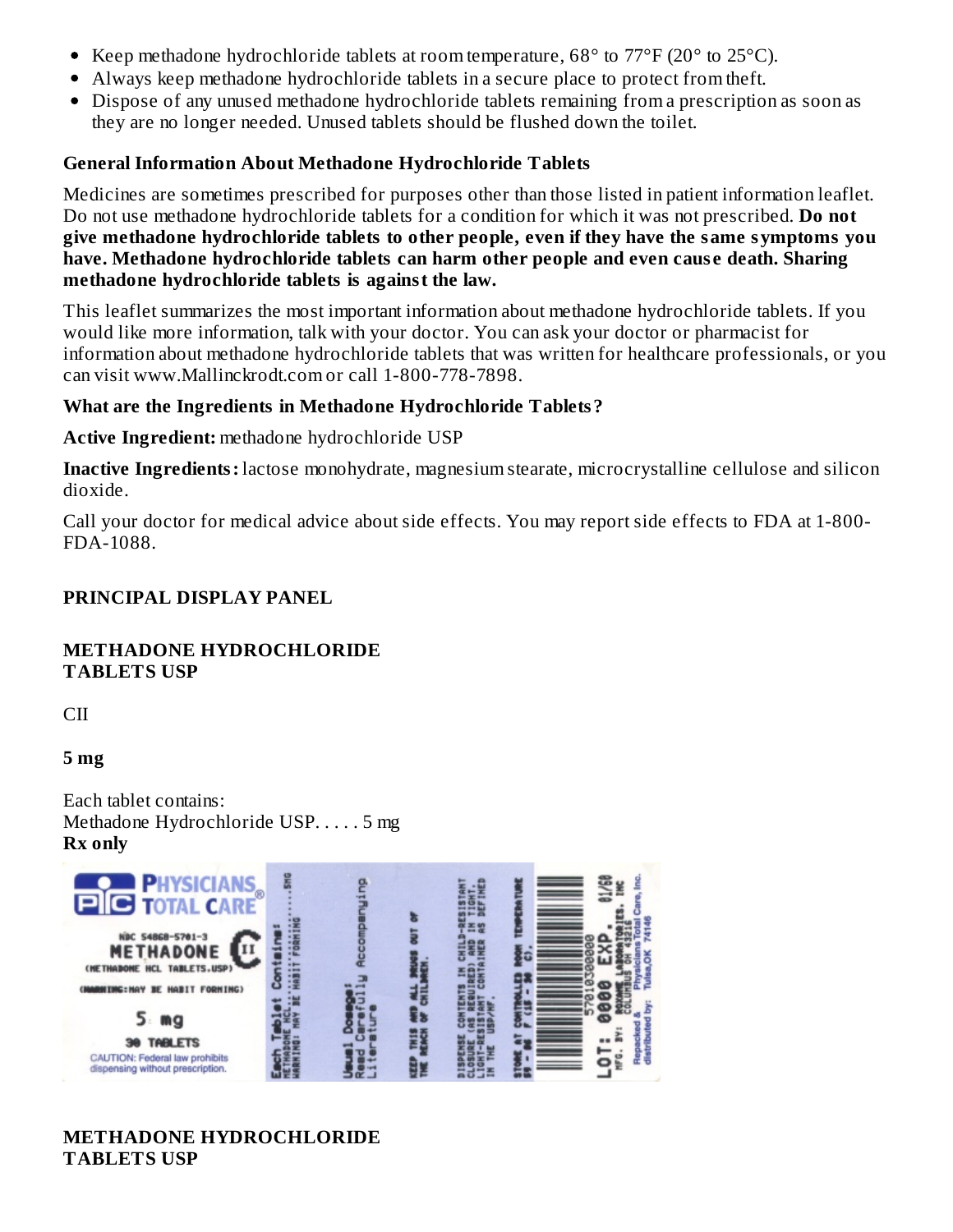- Keep methadone hydrochloride tablets at room temperature, 68° to 77°F (20° to 25°C).
- Always keep methadone hydrochloride tablets in a secure place to protect from theft.
- Dispose of any unused methadone hydrochloride tablets remaining from a prescription as soon as they are no longer needed. Unused tablets should be flushed down the toilet.

### General Information About Methadone Hydrochloride Tablets

Medicines are sometimes prescribed for purposes other than those listed in patient information leaflet. Do not use methadone hydrochloride tablets for a condition for which it was not prescribed. **Do not give methadone hydrochloride tablets to other people, even if they have the same symptoms you have. Methadone hydrochloride tablets can harm other people and even cause death. Sharing methadone hydrochloride tablets is against the law.**

This leaflet summarizes the most important information about methadone hydrochloride tablets. If you would like more information, talk with your doctor. You can ask your doctor or pharmacist for information about methadone hydrochloride tablets that was written for healthcare professionals, or you can visit www.Mallinckrodt.com or call 1-800-778-7898.

### What are the Ingredients in Methadone Hydrochloride Tablets?

**Active Ingredient:** methadone hydrochloride USP

**Inactive Ingredients:** lactose monohydrate, magnesium stearate, microcrystalline cellulose and silicon dioxide.

Call your doctor for medical advice about side effects. You may report side effects to FDA at 1-800-FDA-1088.

## PRINCIPAL DISPLAY PANEL

**METHADONE HYDROCHLORIDE TABLETS USP**

CII

**5 mg**

Each tablet contains:
Methadone Hydrochloride USP. . . . . 5 mg
**Rx only**

PHYSICIANS TOTAL CARE®
NDC 54868-5701-3
METHADONE CII
(METHADONE HCL TABLETS,USP)
(WARNING:MAY BE HABIT FORMING)
5 mg
30 TABLETS
CAUTION: Federal law prohibits dispensing without prescription.

Each Tablet Contains: METHADONE HCL.....5MG
WARNING: MAY BE HABIT FORMING

Usual Dosage: Read Carefully Accompanying Literature

KEEP THIS AND ALL DRUGS OUT OF THE REACH OF CHILDREN.

DISPENSE CONTENTS IN CHILD-RESISTANT CLOSURE (AS REQUIRED) AND IN TIGHT, LIGHT-RESISTANT CONTAINER AS DEFINED IN THE USP/NF.

STORE AT CONTROLLED ROOM TEMPERATURE 59 - 86 F (15 - 30 C).

5701030000
LOT: 0000 EXP. 01/60
MFG. BY: ROXANE LABORATORIES, INC COLUMBUS OH 43216
Repacked & distributed by: Physicians Total Care, Inc. Tulsa,OK 74146

**METHADONE HYDROCHLORIDE TABLETS USP**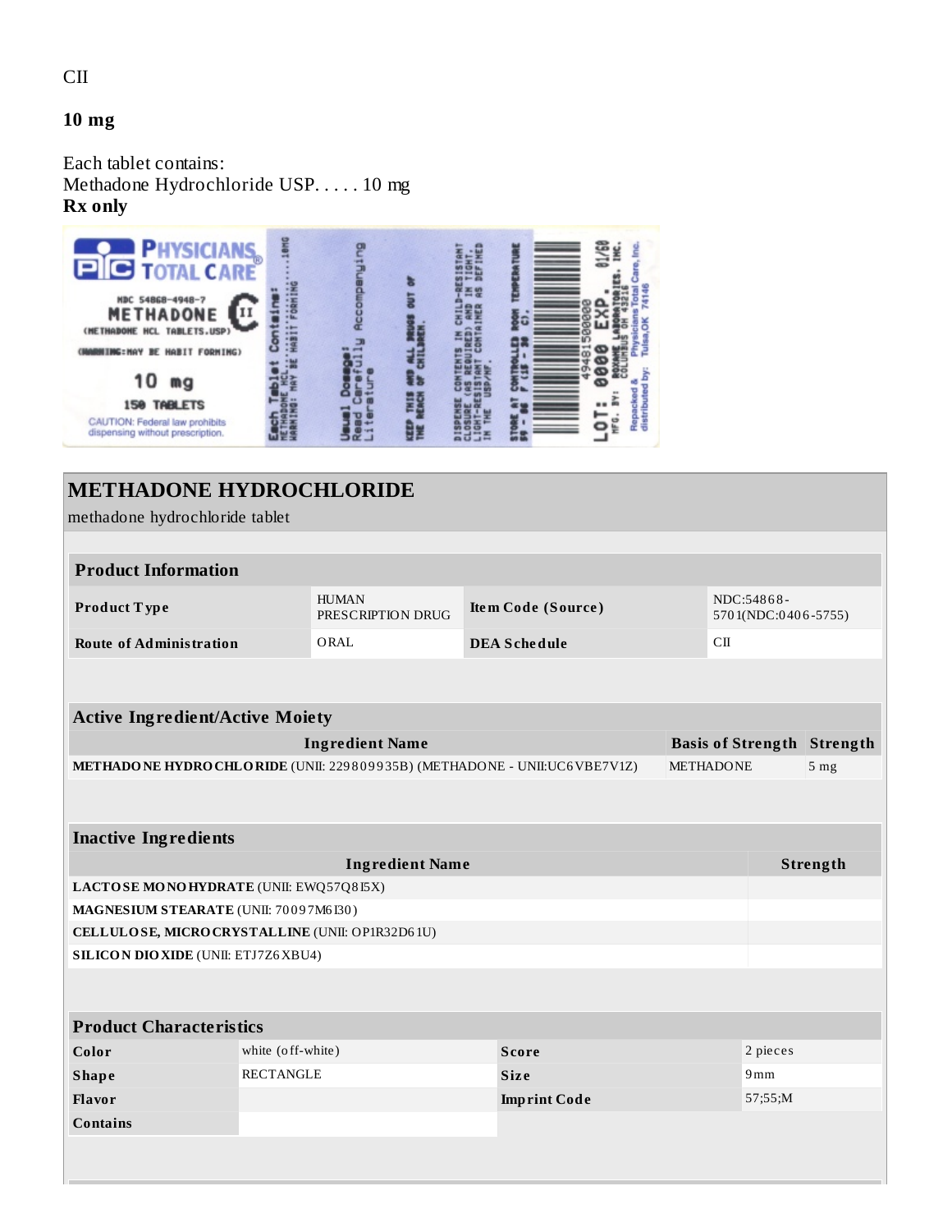CII

**10 mg**

Each tablet contains:
Methadone Hydrochloride USP. . . . . 10 mg
**Rx only**

PHYSICIANS TOTAL CARE

NDC 54868-4948-7
METHADONE CII
(METHADONE HCL TABLETS,USP)
(WARNING:MAY BE HABIT FORMING)

10 mg

150 TABLETS

CAUTION: Federal law prohibits dispensing without prescription.

Each Tablet Contains:
METHADONE HCL.........................10MG
WARNING: MAY BE HABIT FORMING

Usual Dosage:
Read Carefully Accompanying Literature

KEEP THIS AND ALL DRUGS OUT OF THE REACH OF CHILDREN.

DISPENSE CONTENTS IN CHILD-RESISTANT CLOSURE (AS REQUIRED) AND IN TIGHT, LIGHT-RESISTANT CONTAINER AS DEFINED IN THE USP/NF.

STORE AT CONTROLLED ROOM TEMPERATURE 59 - 86 F (15 - 30 C).

LOT: 0000 EXP. 01/00
MFG. BY: ROXANE LABORATORIES, INC. COLUMBUS OH 43216

Repacked & distributed by: Physicians Total Care, Inc. Tulsa,OK 74146

## METHADONE HYDROCHLORIDE

methadone hydrochloride tablet

| **Product Information** | | | |
|---|---|---|---|
| **Product Type** | HUMAN PRESCRIPTION DRUG | **Item Code (Source)** | NDC:54868-5701(NDC:0406-5755) |
| **Route of Administration** | ORAL | **DEA Schedule** | CII |

| **Active Ingredient/Active Moiety** | | |
|---|---|---|
| **Ingredient Name** | **Basis of Strength** | **Strength** |
| **METHADONE HYDROCHLORIDE** (UNII: 229809935B) (METHADONE - UNII:UC6VBE7V1Z) | METHADONE | 5 mg |

| **Inactive Ingredients** | |
|---|---|
| **Ingredient Name** | **Strength** |
| **LACTOSE MONOHYDRATE** (UNII: EWQ57Q8I5X) | |
| **MAGNESIUM STEARATE** (UNII: 70097M6I30) | |
| **CELLULOSE, MICROCRYSTALLINE** (UNII: OP1R32D61U) | |
| **SILICON DIOXIDE** (UNII: ETJ7Z6XBU4) | |

| **Product Characteristics** | | | |
|---|---|---|---|
| **Color** | white (off-white) | **Score** | 2 pieces |
| **Shape** | RECTANGLE | **Size** | 9mm |
| **Flavor** | | **Imprint Code** | 57;55;M |
| **Contains** | | | |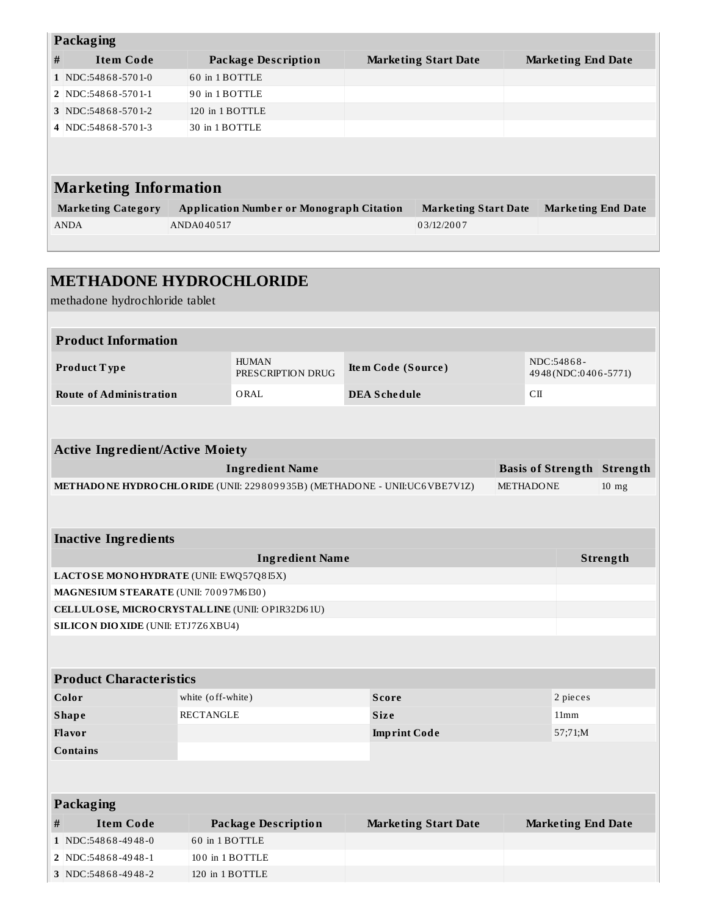### Packaging

| # | Item Code | Package Description | Marketing Start Date | Marketing End Date |
|---|---|---|---|---|
| 1 | NDC:54868-5701-0 | 60 in 1 BOTTLE | | |
| 2 | NDC:54868-5701-1 | 90 in 1 BOTTLE | | |
| 3 | NDC:54868-5701-2 | 120 in 1 BOTTLE | | |
| 4 | NDC:54868-5701-3 | 30 in 1 BOTTLE | | |

### Marketing Information

| Marketing Category | Application Number or Monograph Citation | Marketing Start Date | Marketing End Date |
|---|---|---|---|
| ANDA | ANDA040517 | 03/12/2007 | |

## METHADONE HYDROCHLORIDE

methadone hydrochloride tablet

### Product Information

| | | | |
|---|---|---|---|
| **Product Type** | HUMAN PRESCRIPTION DRUG | **Item Code (Source)** | NDC:54868-4948(NDC:0406-5771) |
| **Route of Administration** | ORAL | **DEA Schedule** | CII |

### Active Ingredient/Active Moiety

| Ingredient Name | Basis of Strength | Strength |
|---|---|---|
| **METHADONE HYDROCHLORIDE** (UNII: 229809935B) (METHADONE - UNII:UC6VBE7V1Z) | METHADONE | 10 mg |

### Inactive Ingredients

| Ingredient Name | Strength |
|---|---|
| **LACTOSE MONOHYDRATE** (UNII: EWQ57Q8I5X) | |
| **MAGNESIUM STEARATE** (UNII: 70097M6I30) | |
| **CELLULOSE, MICROCRYSTALLINE** (UNII: OP1R32D61U) | |
| **SILICON DIOXIDE** (UNII: ETJ7Z6XBU4) | |

### Product Characteristics

| | | | |
|---|---|---|---|
| **Color** | white (off-white) | **Score** | 2 pieces |
| **Shape** | RECTANGLE | **Size** | 11mm |
| **Flavor** | | **Imprint Code** | 57;71;M |
| **Contains** | | | |

### Packaging

| # | Item Code | Package Description | Marketing Start Date | Marketing End Date |
|---|---|---|---|---|
| 1 | NDC:54868-4948-0 | 60 in 1 BOTTLE | | |
| 2 | NDC:54868-4948-1 | 100 in 1 BOTTLE | | |
| 3 | NDC:54868-4948-2 | 120 in 1 BOTTLE | | |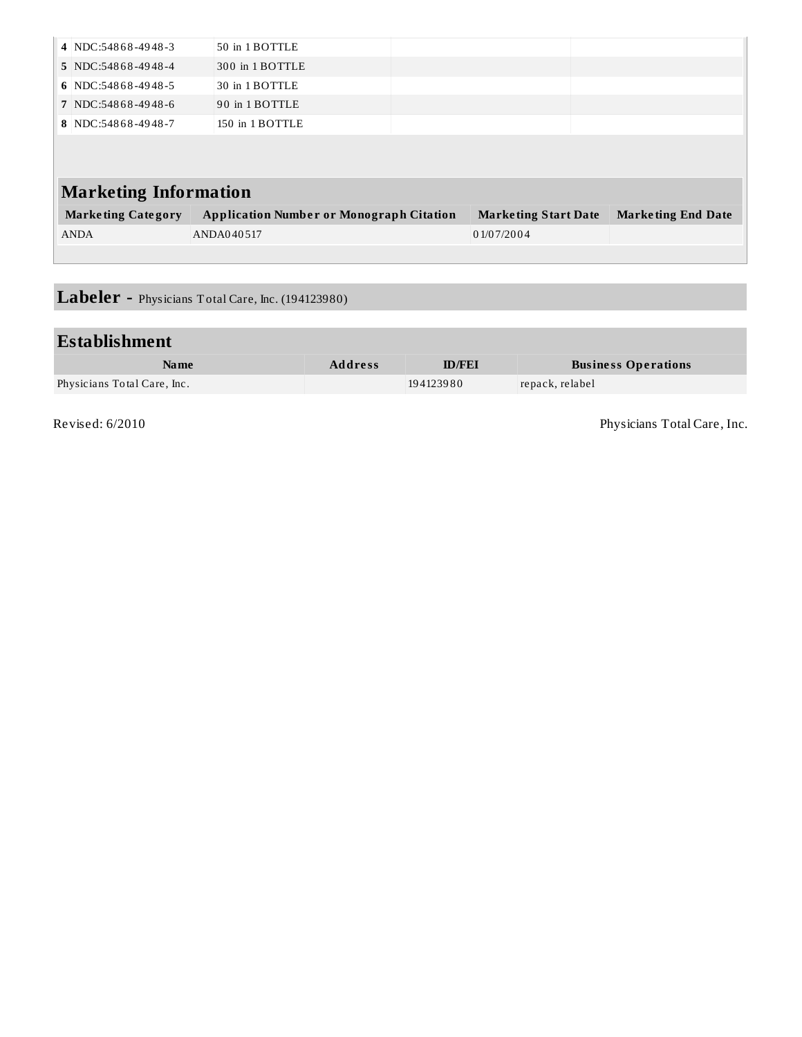| | | | | |
|---|---|---|---|---|
| 4 | NDC:54868-4948-3 | 50 in 1 BOTTLE | | |
| 5 | NDC:54868-4948-4 | 300 in 1 BOTTLE | | |
| 6 | NDC:54868-4948-5 | 30 in 1 BOTTLE | | |
| 7 | NDC:54868-4948-6 | 90 in 1 BOTTLE | | |
| 8 | NDC:54868-4948-7 | 150 in 1 BOTTLE | | |

## Marketing Information

| Marketing Category | Application Number or Monograph Citation | Marketing Start Date | Marketing End Date |
|---|---|---|---|
| ANDA | ANDA040517 | 01/07/2004 | |

## Labeler - Physicians Total Care, Inc. (194123980)

## Establishment

| Name | Address | ID/FEI | Business Operations |
|---|---|---|---|
| Physicians Total Care, Inc. | | 194123980 | repack, relabel |

Revised: 6/2010

Physicians Total Care, Inc.